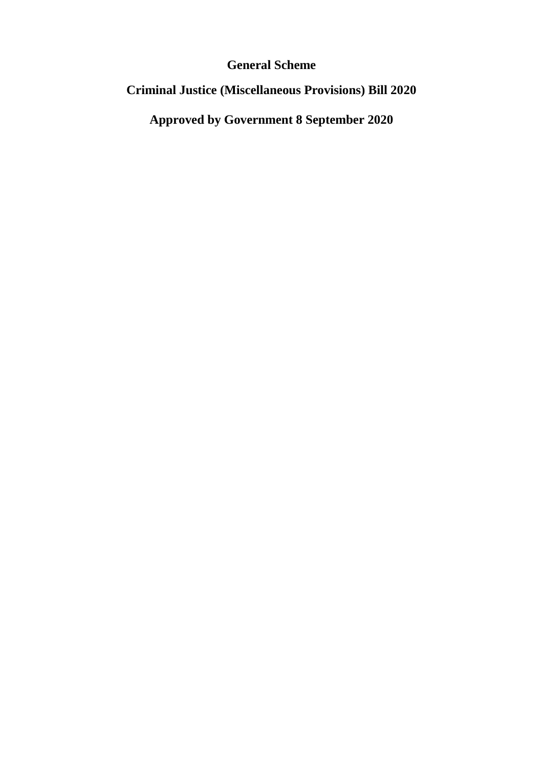# General Scheme

# Criminal Justice (Miscellaneous Provisions) Bill 2020

# Approved by Government 8 September 2020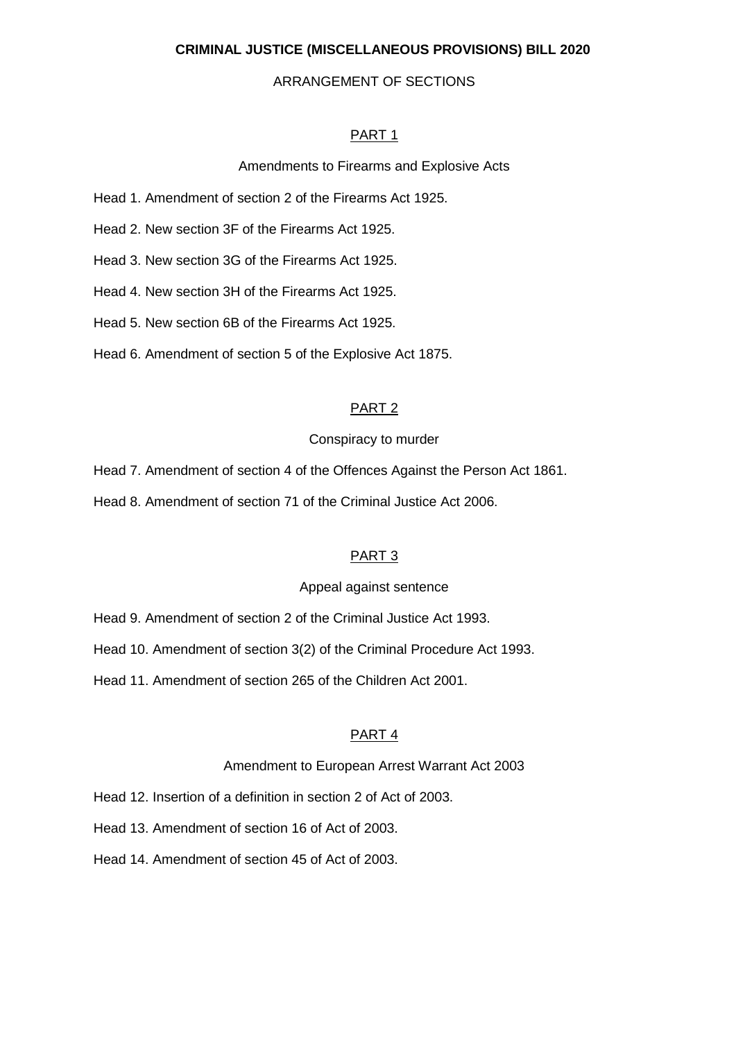# CRIMINAL JUSTICE (MISCELLANEOUS PROVISIONS) BILL 2020

## ARRANGEMENT OF SECTIONS

### PART 1

Amendments to Firearms and Explosive Acts

Head 1. Amendment of section 2 of the Firearms Act 1925.

Head 2. New section 3F of the Firearms Act 1925.

Head 3. New section 3G of the Firearms Act 1925.

Head 4. New section 3H of the Firearms Act 1925.

Head 5. New section 6B of the Firearms Act 1925.

Head 6. Amendment of section 5 of the Explosive Act 1875.

### PART 2

Conspiracy to murder

Head 7. Amendment of section 4 of the Offences Against the Person Act 1861.

Head 8. Amendment of section 71 of the Criminal Justice Act 2006.

### PART 3

Appeal against sentence

Head 9. Amendment of section 2 of the Criminal Justice Act 1993.

Head 10. Amendment of section 3(2) of the Criminal Procedure Act 1993.

Head 11. Amendment of section 265 of the Children Act 2001.

### PART 4

Amendment to European Arrest Warrant Act 2003

Head 12. Insertion of a definition in section 2 of Act of 2003.

Head 13. Amendment of section 16 of Act of 2003.

Head 14. Amendment of section 45 of Act of 2003.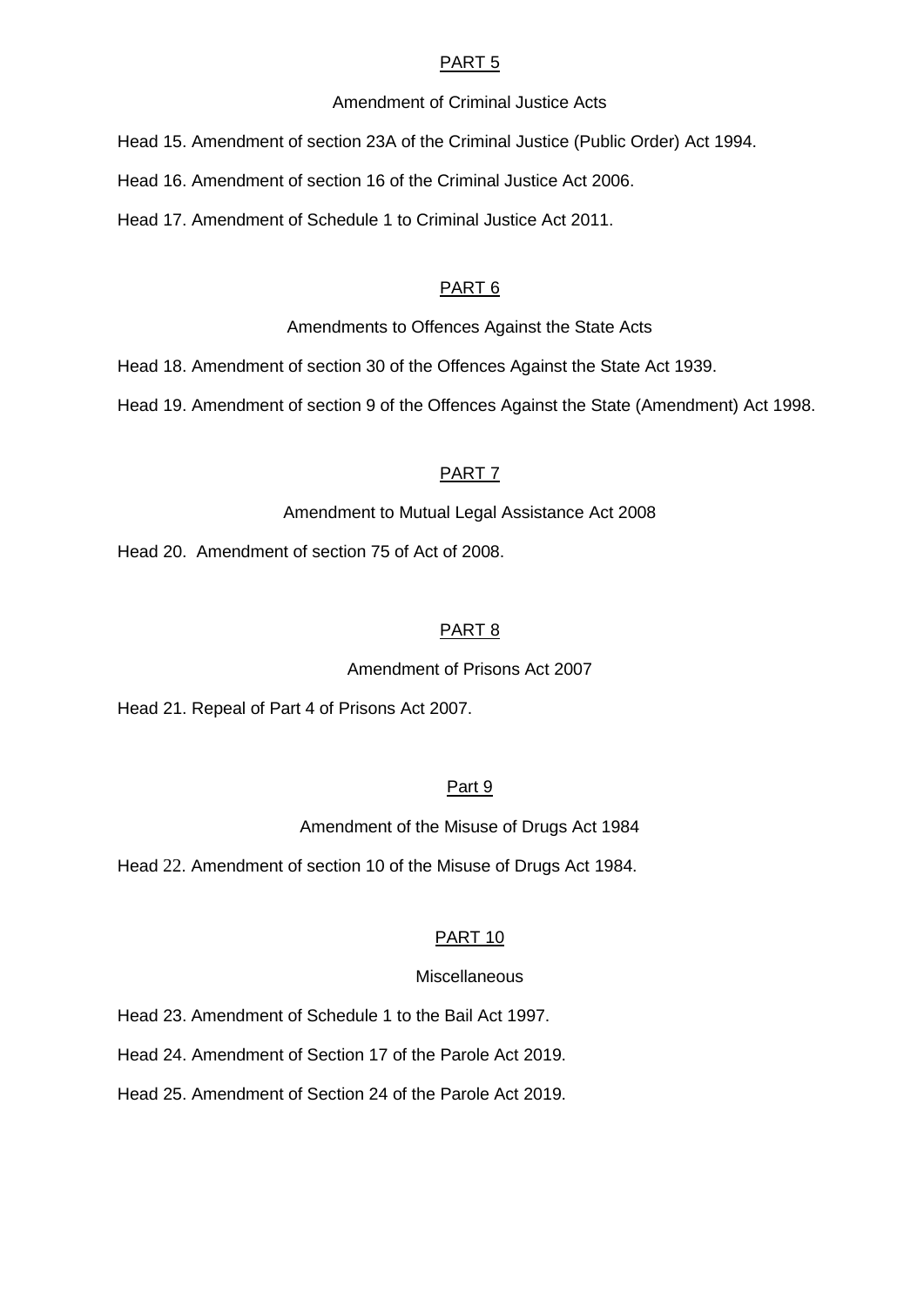PART 5

Amendment of Criminal Justice Acts

Head 15. Amendment of section 23A of the Criminal Justice (Public Order) Act 1994.

Head 16. Amendment of section 16 of the Criminal Justice Act 2006.

Head 17. Amendment of Schedule 1 to Criminal Justice Act 2011.

PART 6

Amendments to Offences Against the State Acts

Head 18. Amendment of section 30 of the Offences Against the State Act 1939.

Head 19. Amendment of section 9 of the Offences Against the State (Amendment) Act 1998.

PART 7

Amendment to Mutual Legal Assistance Act 2008

Head 20. Amendment of section 75 of Act of 2008.

PART 8

Amendment of Prisons Act 2007

Head 21. Repeal of Part 4 of Prisons Act 2007.

Part 9

Amendment of the Misuse of Drugs Act 1984

Head 22. Amendment of section 10 of the Misuse of Drugs Act 1984.

PART 10

Miscellaneous

Head 23. Amendment of Schedule 1 to the Bail Act 1997.

Head 24. Amendment of Section 17 of the Parole Act 2019.

Head 25. Amendment of Section 24 of the Parole Act 2019.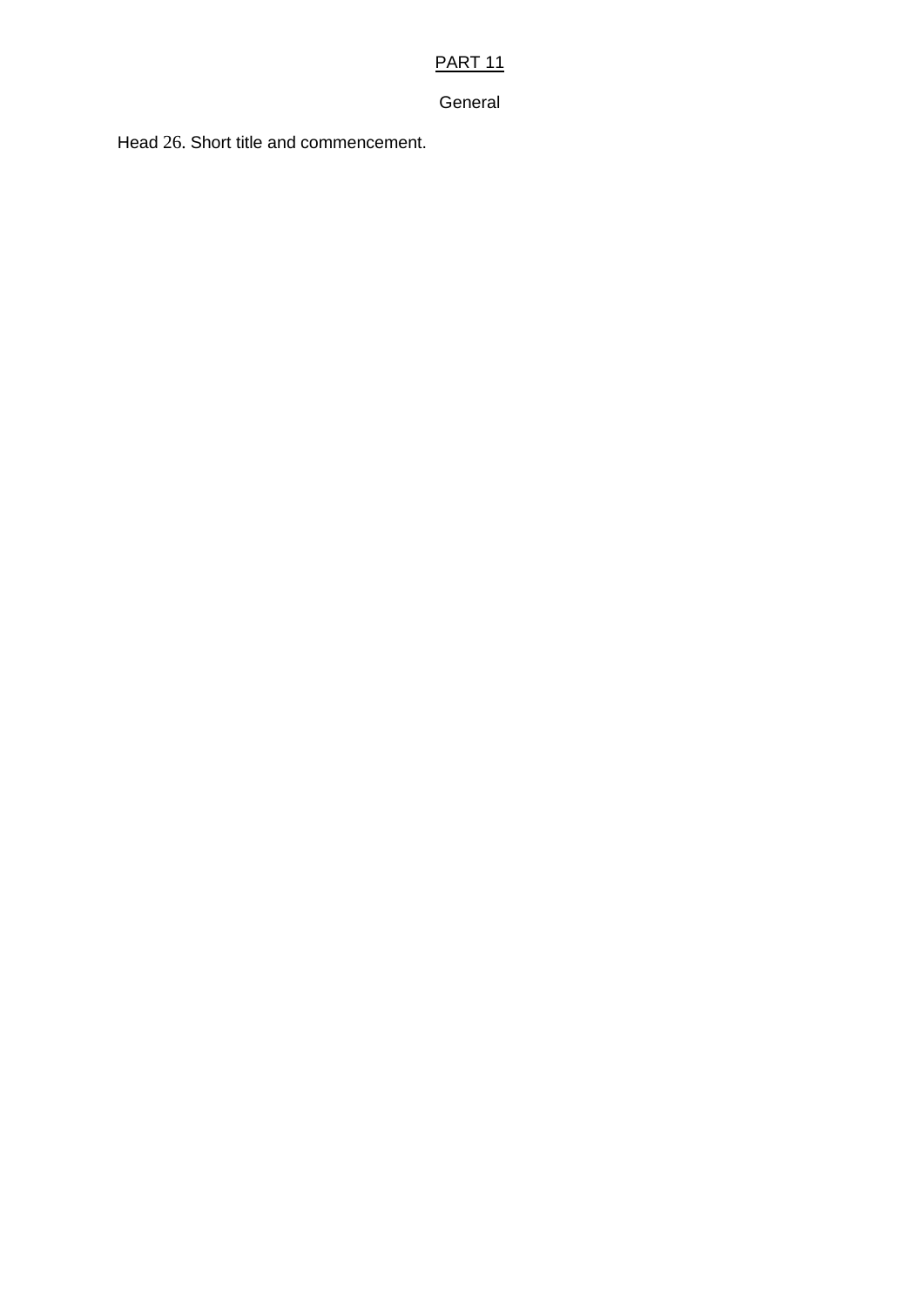## PART 11

General

Head 26. Short title and commencement.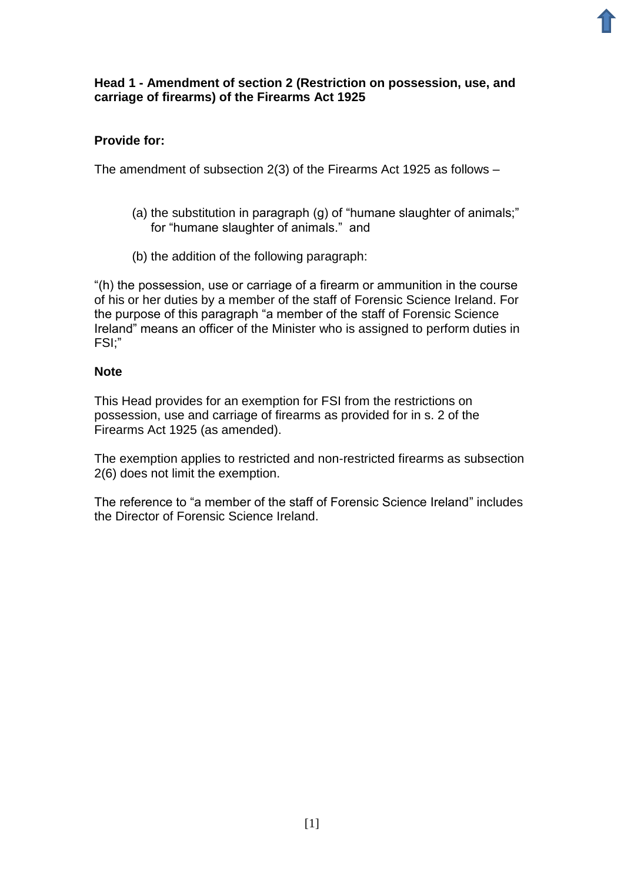**Head 1 - Amendment of section 2 (Restriction on possession, use, and carriage of firearms) of the Firearms Act 1925**

**Provide for:**

The amendment of subsection 2(3) of the Firearms Act 1925 as follows –

(a) the substitution in paragraph (g) of "humane slaughter of animals;" for "humane slaughter of animals." and

(b) the addition of the following paragraph:

"(h) the possession, use or carriage of a firearm or ammunition in the course of his or her duties by a member of the staff of Forensic Science Ireland. For the purpose of this paragraph "a member of the staff of Forensic Science Ireland" means an officer of the Minister who is assigned to perform duties in FSI;"

**Note**

This Head provides for an exemption for FSI from the restrictions on possession, use and carriage of firearms as provided for in s. 2 of the Firearms Act 1925 (as amended).

The exemption applies to restricted and non-restricted firearms as subsection 2(6) does not limit the exemption.

The reference to "a member of the staff of Forensic Science Ireland" includes the Director of Forensic Science Ireland.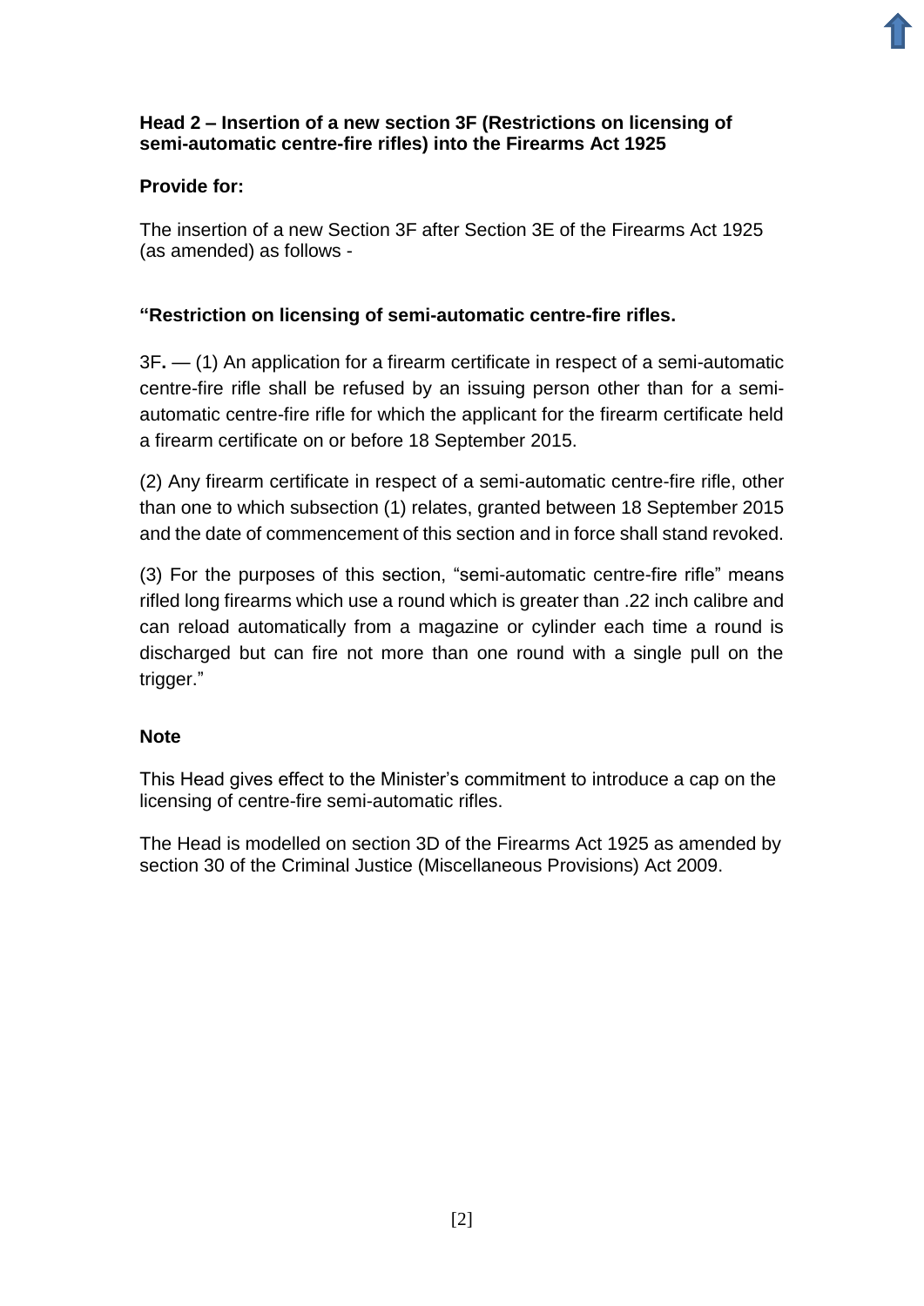**Head 2 – Insertion of a new section 3F (Restrictions on licensing of semi-automatic centre-fire rifles) into the Firearms Act 1925**

**Provide for:**

The insertion of a new Section 3F after Section 3E of the Firearms Act 1925 (as amended) as follows -

**"Restriction on licensing of semi-automatic centre-fire rifles.**

3F**.** — (1) An application for a firearm certificate in respect of a semi-automatic centre-fire rifle shall be refused by an issuing person other than for a semi-automatic centre-fire rifle for which the applicant for the firearm certificate held a firearm certificate on or before 18 September 2015.

(2) Any firearm certificate in respect of a semi-automatic centre-fire rifle, other than one to which subsection (1) relates, granted between 18 September 2015 and the date of commencement of this section and in force shall stand revoked.

(3) For the purposes of this section, "semi-automatic centre-fire rifle" means rifled long firearms which use a round which is greater than .22 inch calibre and can reload automatically from a magazine or cylinder each time a round is discharged but can fire not more than one round with a single pull on the trigger."

**Note**

This Head gives effect to the Minister's commitment to introduce a cap on the licensing of centre-fire semi-automatic rifles.

The Head is modelled on section 3D of the Firearms Act 1925 as amended by section 30 of the Criminal Justice (Miscellaneous Provisions) Act 2009.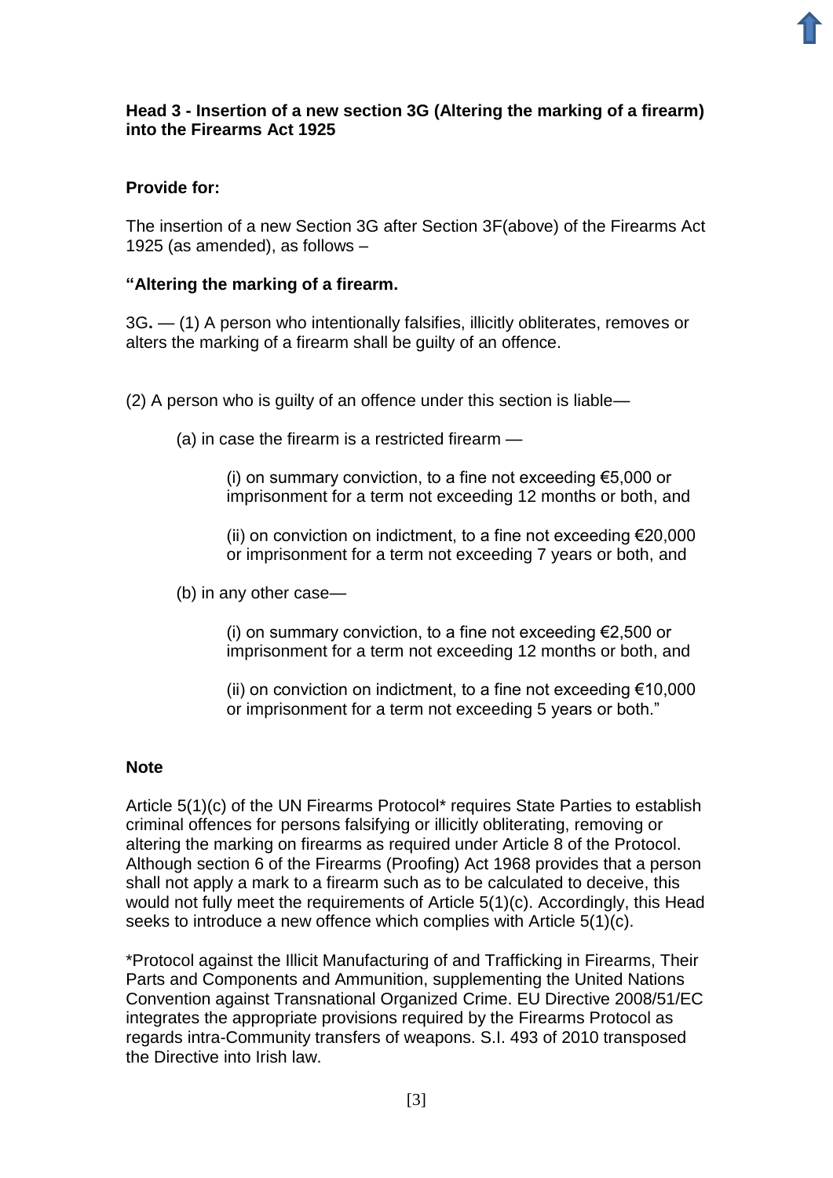**Head 3 - Insertion of a new section 3G (Altering the marking of a firearm) into the Firearms Act 1925**

**Provide for:**

The insertion of a new Section 3G after Section 3F(above) of the Firearms Act 1925 (as amended), as follows –

**"Altering the marking of a firearm.**

3G**.** — (1) A person who intentionally falsifies, illicitly obliterates, removes or alters the marking of a firearm shall be guilty of an offence.

(2) A person who is guilty of an offence under this section is liable—

(a) in case the firearm is a restricted firearm —

(i) on summary conviction, to a fine not exceeding €5,000 or imprisonment for a term not exceeding 12 months or both, and

(ii) on conviction on indictment, to a fine not exceeding €20,000 or imprisonment for a term not exceeding 7 years or both, and

(b) in any other case—

(i) on summary conviction, to a fine not exceeding €2,500 or imprisonment for a term not exceeding 12 months or both, and

(ii) on conviction on indictment, to a fine not exceeding €10,000 or imprisonment for a term not exceeding 5 years or both."

**Note**

Article 5(1)(c) of the UN Firearms Protocol* requires State Parties to establish criminal offences for persons falsifying or illicitly obliterating, removing or altering the marking on firearms as required under Article 8 of the Protocol. Although section 6 of the Firearms (Proofing) Act 1968 provides that a person shall not apply a mark to a firearm such as to be calculated to deceive, this would not fully meet the requirements of Article 5(1)(c). Accordingly, this Head seeks to introduce a new offence which complies with Article 5(1)(c).

*Protocol against the Illicit Manufacturing of and Trafficking in Firearms, Their Parts and Components and Ammunition, supplementing the United Nations Convention against Transnational Organized Crime. EU Directive 2008/51/EC integrates the appropriate provisions required by the Firearms Protocol as regards intra-Community transfers of weapons. S.I. 493 of 2010 transposed the Directive into Irish law.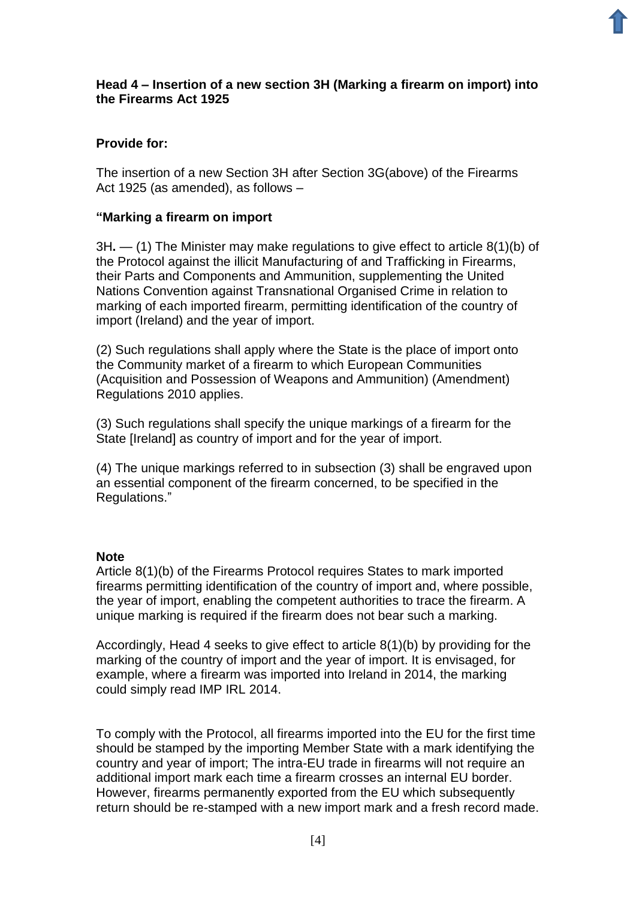**Head 4 – Insertion of a new section 3H (Marking a firearm on import) into the Firearms Act 1925**

**Provide for:**

The insertion of a new Section 3H after Section 3G(above) of the Firearms Act 1925 (as amended), as follows –

**"Marking a firearm on import**

3H**.** — (1) The Minister may make regulations to give effect to article 8(1)(b) of the Protocol against the illicit Manufacturing of and Trafficking in Firearms, their Parts and Components and Ammunition, supplementing the United Nations Convention against Transnational Organised Crime in relation to marking of each imported firearm, permitting identification of the country of import (Ireland) and the year of import.

(2) Such regulations shall apply where the State is the place of import onto the Community market of a firearm to which European Communities (Acquisition and Possession of Weapons and Ammunition) (Amendment) Regulations 2010 applies.

(3) Such regulations shall specify the unique markings of a firearm for the State [Ireland] as country of import and for the year of import.

(4) The unique markings referred to in subsection (3) shall be engraved upon an essential component of the firearm concerned, to be specified in the Regulations."

**Note**

Article 8(1)(b) of the Firearms Protocol requires States to mark imported firearms permitting identification of the country of import and, where possible, the year of import, enabling the competent authorities to trace the firearm. A unique marking is required if the firearm does not bear such a marking.

Accordingly, Head 4 seeks to give effect to article 8(1)(b) by providing for the marking of the country of import and the year of import. It is envisaged, for example, where a firearm was imported into Ireland in 2014, the marking could simply read IMP IRL 2014.

To comply with the Protocol, all firearms imported into the EU for the first time should be stamped by the importing Member State with a mark identifying the country and year of import; The intra-EU trade in firearms will not require an additional import mark each time a firearm crosses an internal EU border. However, firearms permanently exported from the EU which subsequently return should be re-stamped with a new import mark and a fresh record made.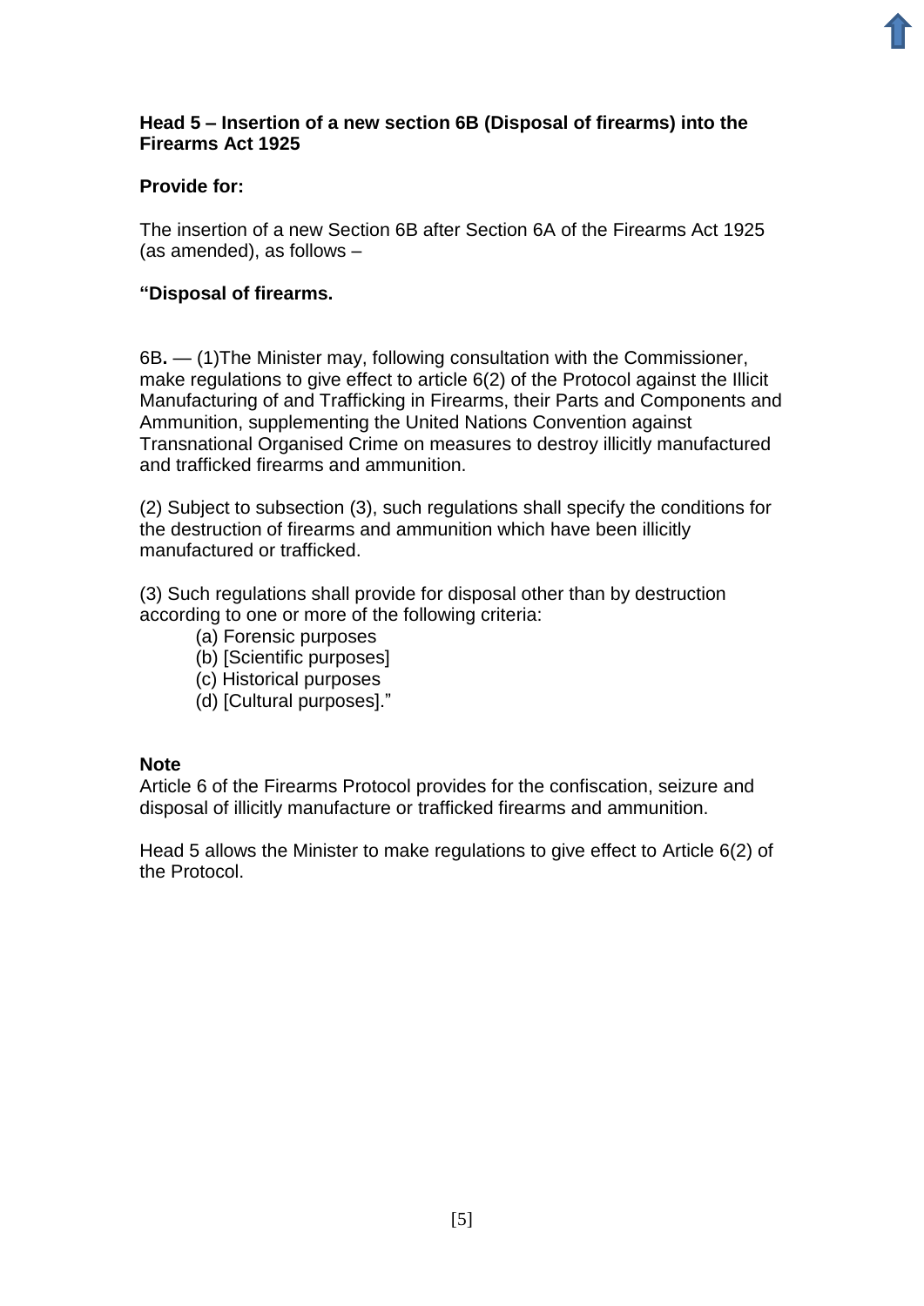**Head 5 – Insertion of a new section 6B (Disposal of firearms) into the Firearms Act 1925**

**Provide for:**

The insertion of a new Section 6B after Section 6A of the Firearms Act 1925 (as amended), as follows –

**"Disposal of firearms.**

6B**.** — (1)The Minister may, following consultation with the Commissioner, make regulations to give effect to article 6(2) of the Protocol against the Illicit Manufacturing of and Trafficking in Firearms, their Parts and Components and Ammunition, supplementing the United Nations Convention against Transnational Organised Crime on measures to destroy illicitly manufactured and trafficked firearms and ammunition.

(2) Subject to subsection (3), such regulations shall specify the conditions for the destruction of firearms and ammunition which have been illicitly manufactured or trafficked.

(3) Such regulations shall provide for disposal other than by destruction according to one or more of the following criteria:

- (a) Forensic purposes
- (b) [Scientific purposes]
- (c) Historical purposes
- (d) [Cultural purposes]."

**Note**

Article 6 of the Firearms Protocol provides for the confiscation, seizure and disposal of illicitly manufacture or trafficked firearms and ammunition.

Head 5 allows the Minister to make regulations to give effect to Article 6(2) of the Protocol.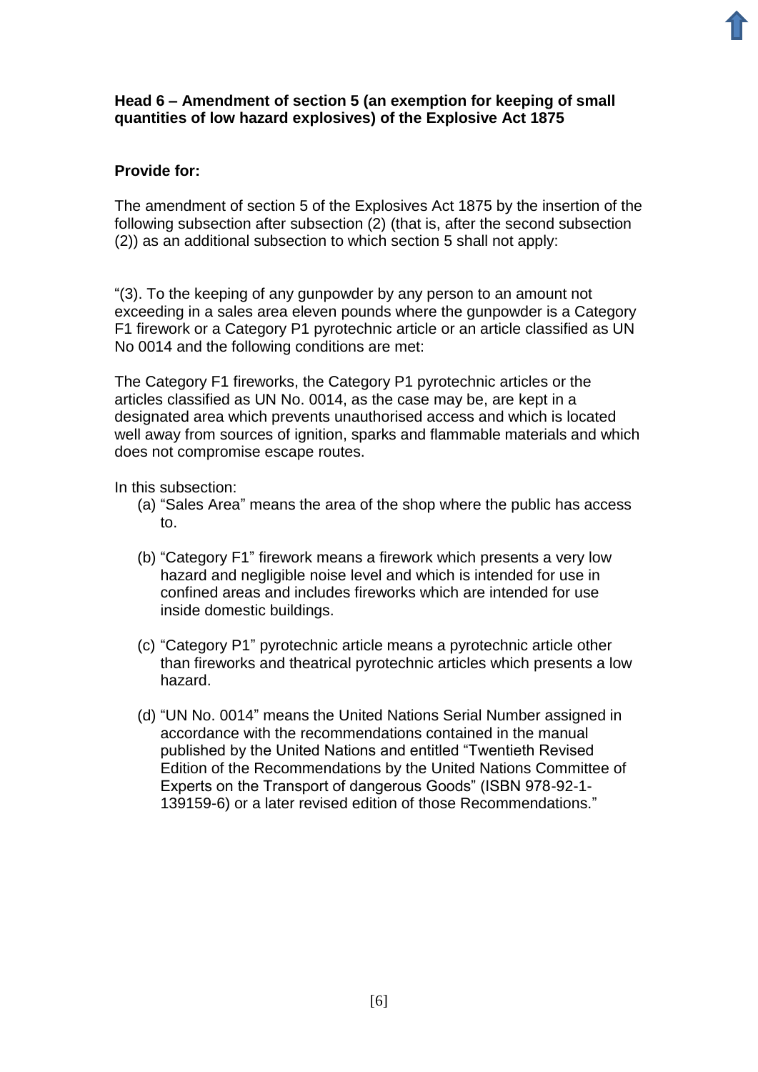**Head 6 – Amendment of section 5 (an exemption for keeping of small quantities of low hazard explosives) of the Explosive Act 1875**

**Provide for:**

The amendment of section 5 of the Explosives Act 1875 by the insertion of the following subsection after subsection (2) (that is, after the second subsection (2)) as an additional subsection to which section 5 shall not apply:

"(3). To the keeping of any gunpowder by any person to an amount not exceeding in a sales area eleven pounds where the gunpowder is a Category F1 firework or a Category P1 pyrotechnic article or an article classified as UN No 0014 and the following conditions are met:

The Category F1 fireworks, the Category P1 pyrotechnic articles or the articles classified as UN No. 0014, as the case may be, are kept in a designated area which prevents unauthorised access and which is located well away from sources of ignition, sparks and flammable materials and which does not compromise escape routes.

In this subsection:

(a) "Sales Area" means the area of the shop where the public has access to.

(b) "Category F1" firework means a firework which presents a very low hazard and negligible noise level and which is intended for use in confined areas and includes fireworks which are intended for use inside domestic buildings.

(c) "Category P1" pyrotechnic article means a pyrotechnic article other than fireworks and theatrical pyrotechnic articles which presents a low hazard.

(d) "UN No. 0014" means the United Nations Serial Number assigned in accordance with the recommendations contained in the manual published by the United Nations and entitled "Twentieth Revised Edition of the Recommendations by the United Nations Committee of Experts on the Transport of dangerous Goods" (ISBN 978-92-1-139159-6) or a later revised edition of those Recommendations."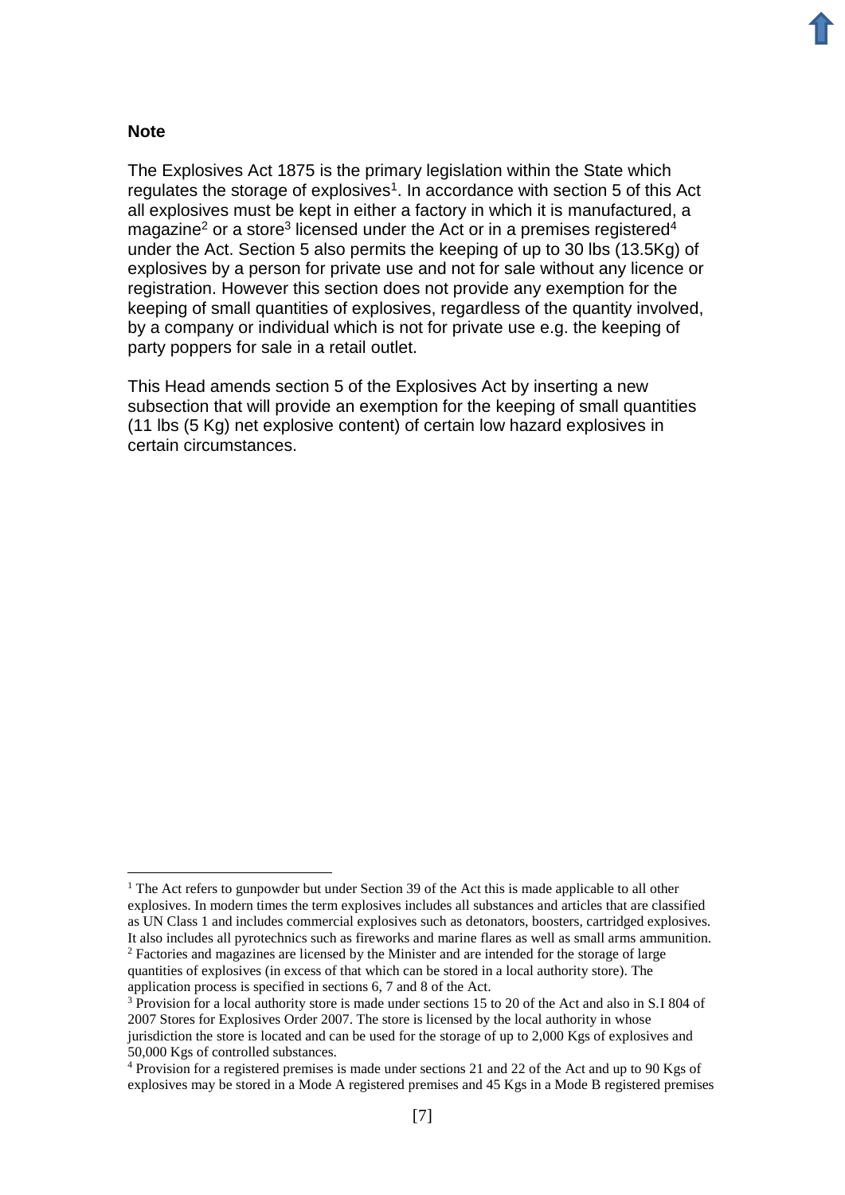**Note**

The Explosives Act 1875 is the primary legislation within the State which regulates the storage of explosives[1]. In accordance with section 5 of this Act all explosives must be kept in either a factory in which it is manufactured, a magazine[2] or a store[3] licensed under the Act or in a premises registered[4] under the Act. Section 5 also permits the keeping of up to 30 lbs (13.5Kg) of explosives by a person for private use and not for sale without any licence or registration. However this section does not provide any exemption for the keeping of small quantities of explosives, regardless of the quantity involved, by a company or individual which is not for private use e.g. the keeping of party poppers for sale in a retail outlet.

This Head amends section 5 of the Explosives Act by inserting a new subsection that will provide an exemption for the keeping of small quantities (11 lbs (5 Kg) net explosive content) of certain low hazard explosives in certain circumstances.

---

[1] The Act refers to gunpowder but under Section 39 of the Act this is made applicable to all other explosives. In modern times the term explosives includes all substances and articles that are classified as UN Class 1 and includes commercial explosives such as detonators, boosters, cartridged explosives. It also includes all pyrotechnics such as fireworks and marine flares as well as small arms ammunition.

[2] Factories and magazines are licensed by the Minister and are intended for the storage of large quantities of explosives (in excess of that which can be stored in a local authority store). The application process is specified in sections 6, 7 and 8 of the Act.

[3] Provision for a local authority store is made under sections 15 to 20 of the Act and also in S.I 804 of 2007 Stores for Explosives Order 2007. The store is licensed by the local authority in whose jurisdiction the store is located and can be used for the storage of up to 2,000 Kgs of explosives and 50,000 Kgs of controlled substances.

[4] Provision for a registered premises is made under sections 21 and 22 of the Act and up to 90 Kgs of explosives may be stored in a Mode A registered premises and 45 Kgs in a Mode B registered premises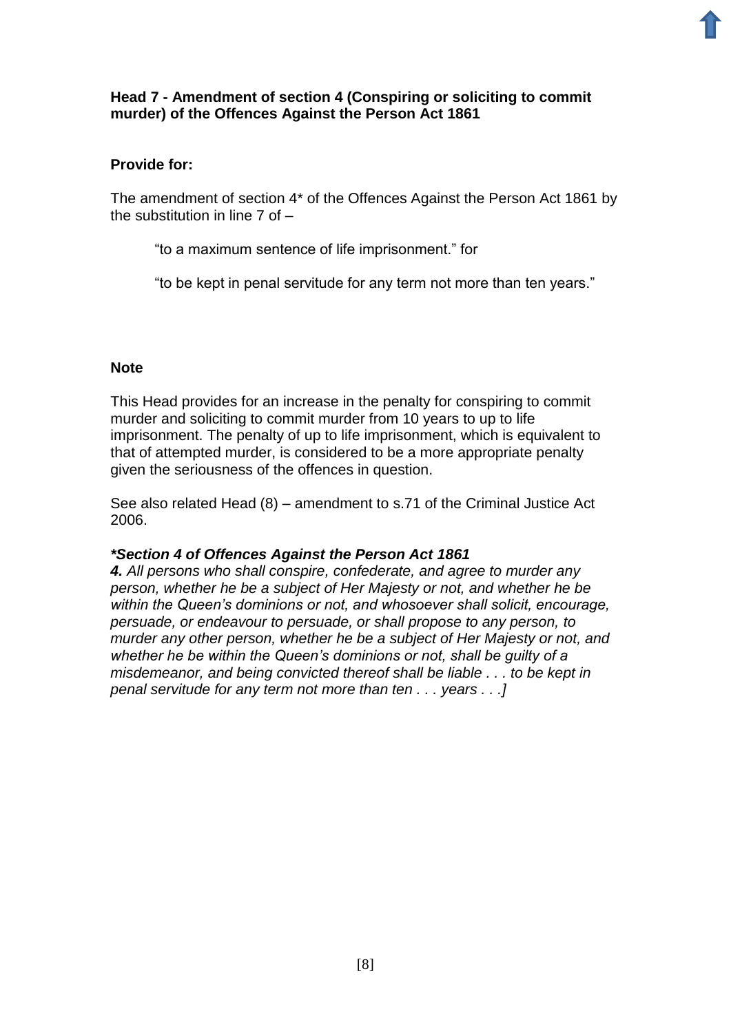**Head 7 - Amendment of section 4 (Conspiring or soliciting to commit murder) of the Offences Against the Person Act 1861**

**Provide for:**

The amendment of section 4* of the Offences Against the Person Act 1861 by the substitution in line 7 of –

> "to a maximum sentence of life imprisonment." for
>
> "to be kept in penal servitude for any term not more than ten years."

**Note**

This Head provides for an increase in the penalty for conspiring to commit murder and soliciting to commit murder from 10 years to up to life imprisonment. The penalty of up to life imprisonment, which is equivalent to that of attempted murder, is considered to be a more appropriate penalty given the seriousness of the offences in question.

See also related Head (8) – amendment to s.71 of the Criminal Justice Act 2006.

***Section 4 of Offences Against the Person Act 1861***
***4.*** *All persons who shall conspire, confederate, and agree to murder any person, whether he be a subject of Her Majesty or not, and whether he be within the Queen's dominions or not, and whosoever shall solicit, encourage, persuade, or endeavour to persuade, or shall propose to any person, to murder any other person, whether he be a subject of Her Majesty or not, and whether he be within the Queen's dominions or not, shall be guilty of a misdemeanor, and being convicted thereof shall be liable . . . to be kept in penal servitude for any term not more than ten . . . years . . .]*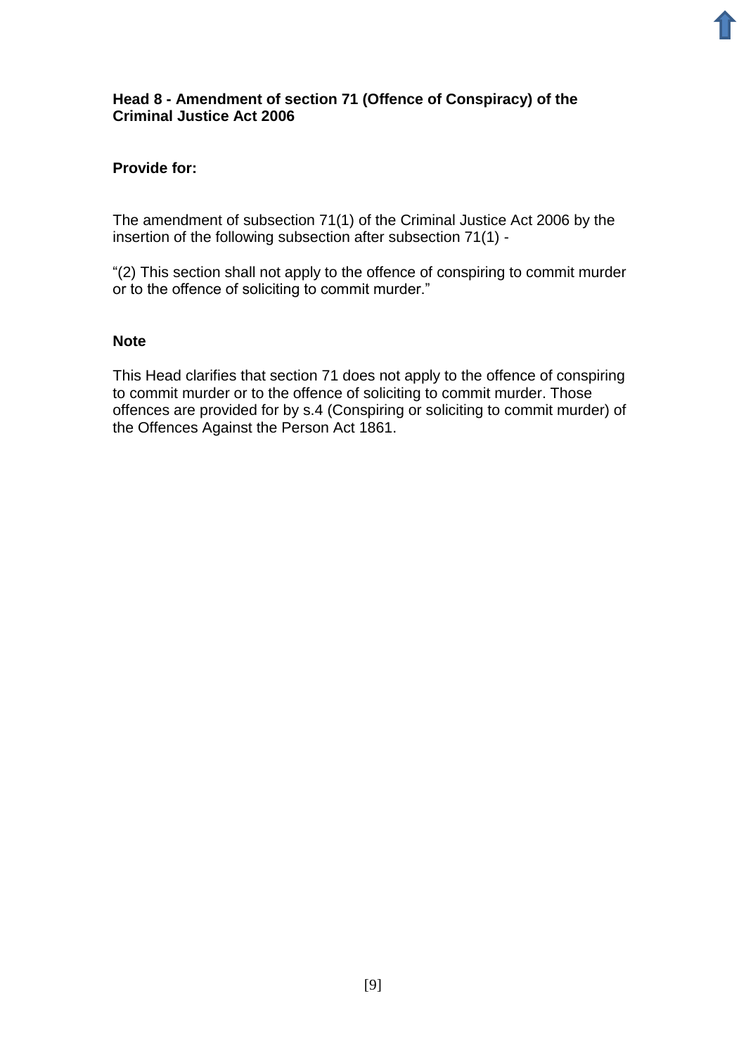**Head 8 - Amendment of section 71 (Offence of Conspiracy) of the Criminal Justice Act 2006**

**Provide for:**

The amendment of subsection 71(1) of the Criminal Justice Act 2006 by the insertion of the following subsection after subsection 71(1) -

“(2) This section shall not apply to the offence of conspiring to commit murder or to the offence of soliciting to commit murder.”

**Note**

This Head clarifies that section 71 does not apply to the offence of conspiring to commit murder or to the offence of soliciting to commit murder. Those offences are provided for by s.4 (Conspiring or soliciting to commit murder) of the Offences Against the Person Act 1861.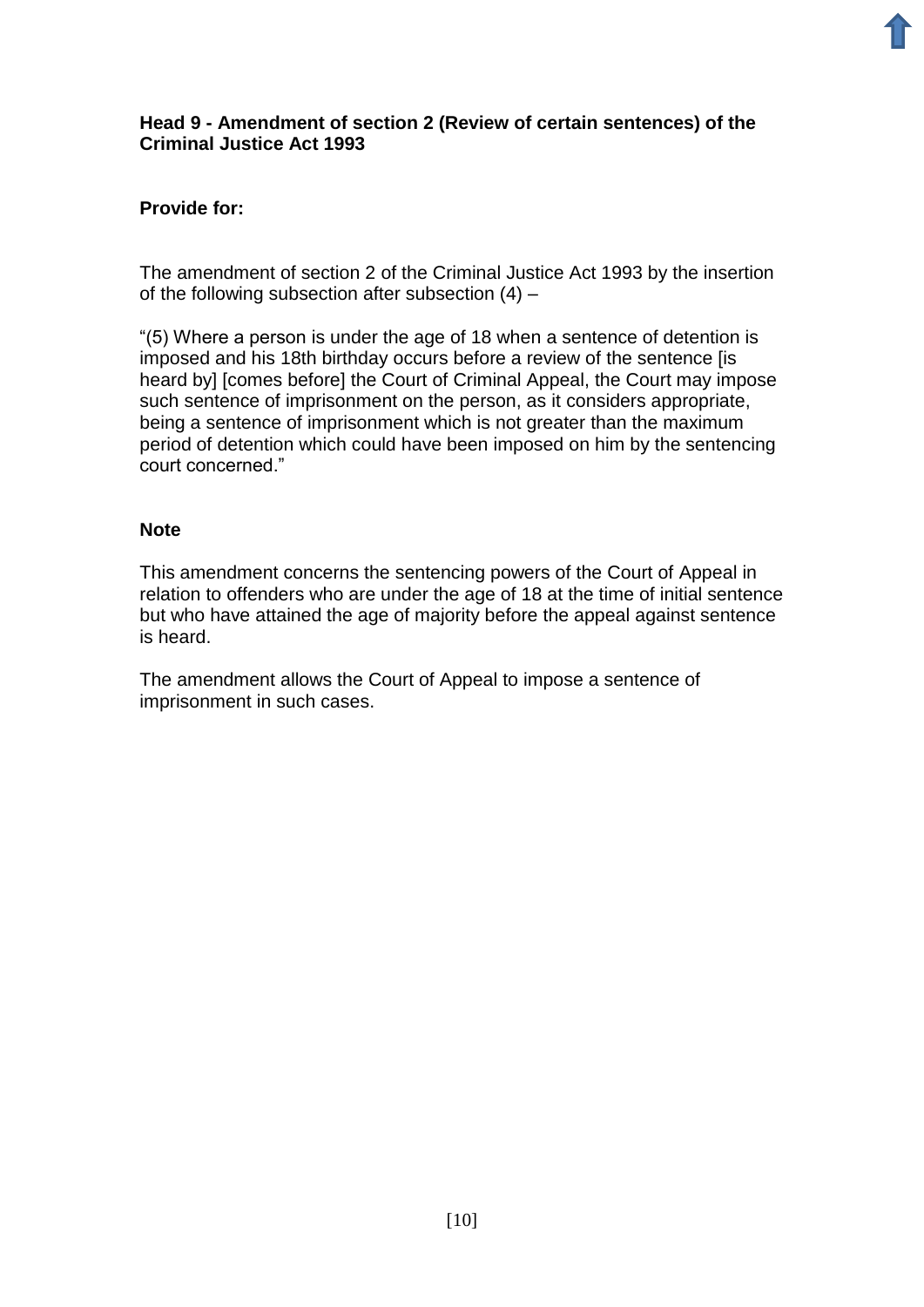**Head 9 - Amendment of section 2 (Review of certain sentences) of the Criminal Justice Act 1993**

**Provide for:**

The amendment of section 2 of the Criminal Justice Act 1993 by the insertion of the following subsection after subsection (4) –

“(5) Where a person is under the age of 18 when a sentence of detention is imposed and his 18th birthday occurs before a review of the sentence [is heard by] [comes before] the Court of Criminal Appeal, the Court may impose such sentence of imprisonment on the person, as it considers appropriate, being a sentence of imprisonment which is not greater than the maximum period of detention which could have been imposed on him by the sentencing court concerned.”

**Note**

This amendment concerns the sentencing powers of the Court of Appeal in relation to offenders who are under the age of 18 at the time of initial sentence but who have attained the age of majority before the appeal against sentence is heard.

The amendment allows the Court of Appeal to impose a sentence of imprisonment in such cases.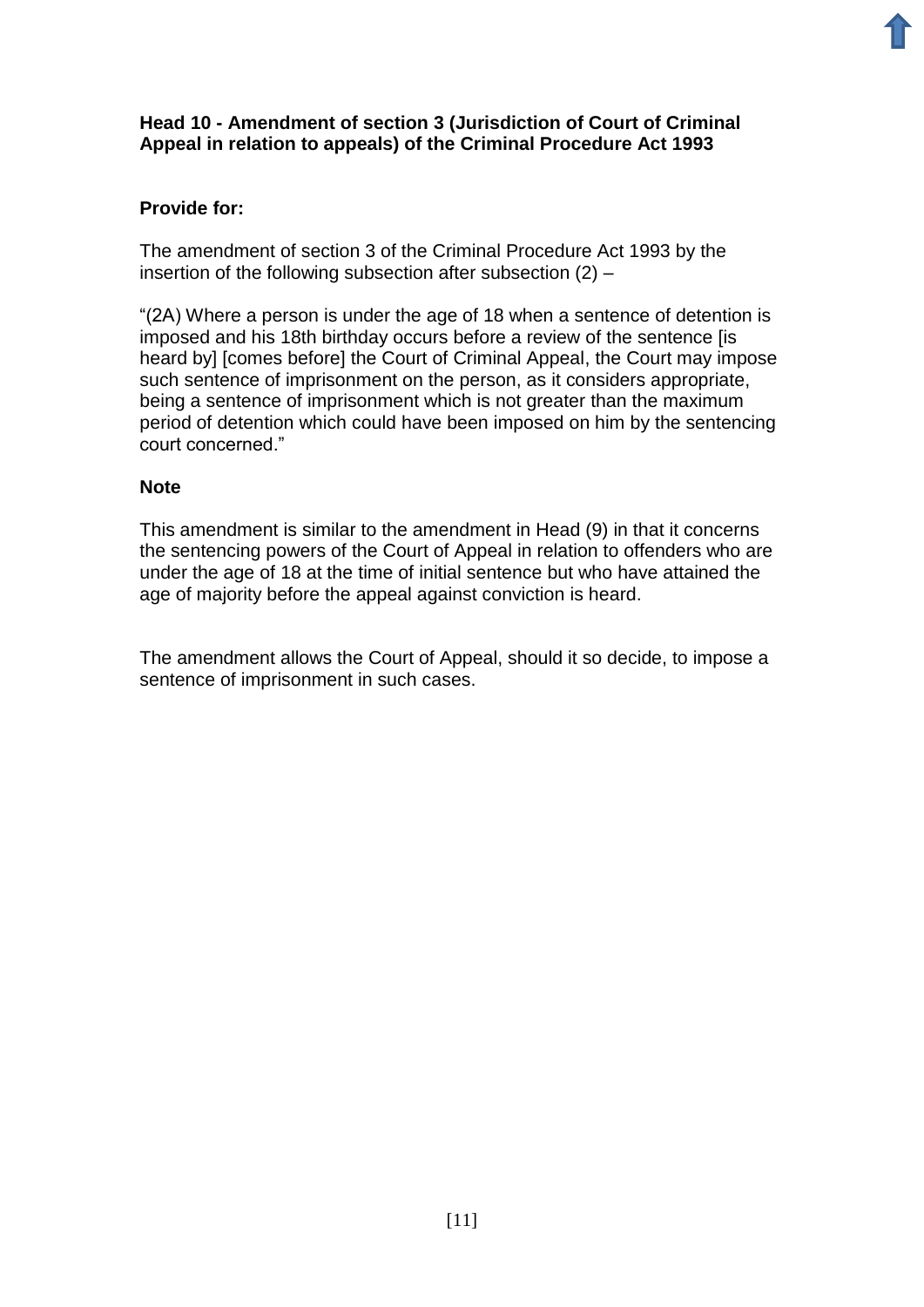**Head 10 - Amendment of section 3 (Jurisdiction of Court of Criminal Appeal in relation to appeals) of the Criminal Procedure Act 1993**

**Provide for:**

The amendment of section 3 of the Criminal Procedure Act 1993 by the insertion of the following subsection after subsection (2) –

"(2A) Where a person is under the age of 18 when a sentence of detention is imposed and his 18th birthday occurs before a review of the sentence [is heard by] [comes before] the Court of Criminal Appeal, the Court may impose such sentence of imprisonment on the person, as it considers appropriate, being a sentence of imprisonment which is not greater than the maximum period of detention which could have been imposed on him by the sentencing court concerned."

**Note**

This amendment is similar to the amendment in Head (9) in that it concerns the sentencing powers of the Court of Appeal in relation to offenders who are under the age of 18 at the time of initial sentence but who have attained the age of majority before the appeal against conviction is heard.

The amendment allows the Court of Appeal, should it so decide, to impose a sentence of imprisonment in such cases.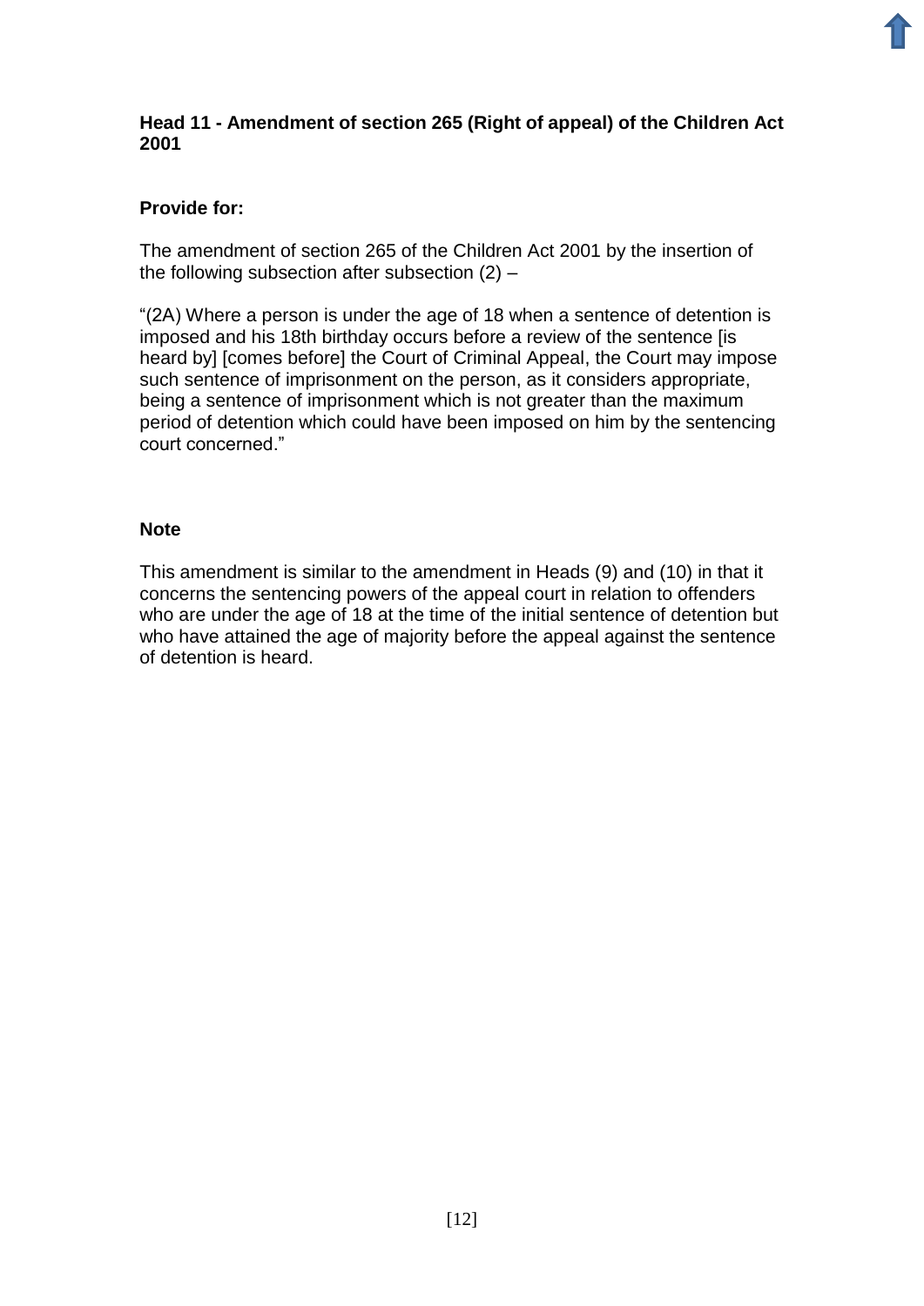### Head 11 - Amendment of section 265 (Right of appeal) of the Children Act 2001

**Provide for:**

The amendment of section 265 of the Children Act 2001 by the insertion of the following subsection after subsection (2) –

"(2A) Where a person is under the age of 18 when a sentence of detention is imposed and his 18th birthday occurs before a review of the sentence [is heard by] [comes before] the Court of Criminal Appeal, the Court may impose such sentence of imprisonment on the person, as it considers appropriate, being a sentence of imprisonment which is not greater than the maximum period of detention which could have been imposed on him by the sentencing court concerned."

**Note**

This amendment is similar to the amendment in Heads (9) and (10) in that it concerns the sentencing powers of the appeal court in relation to offenders who are under the age of 18 at the time of the initial sentence of detention but who have attained the age of majority before the appeal against the sentence of detention is heard.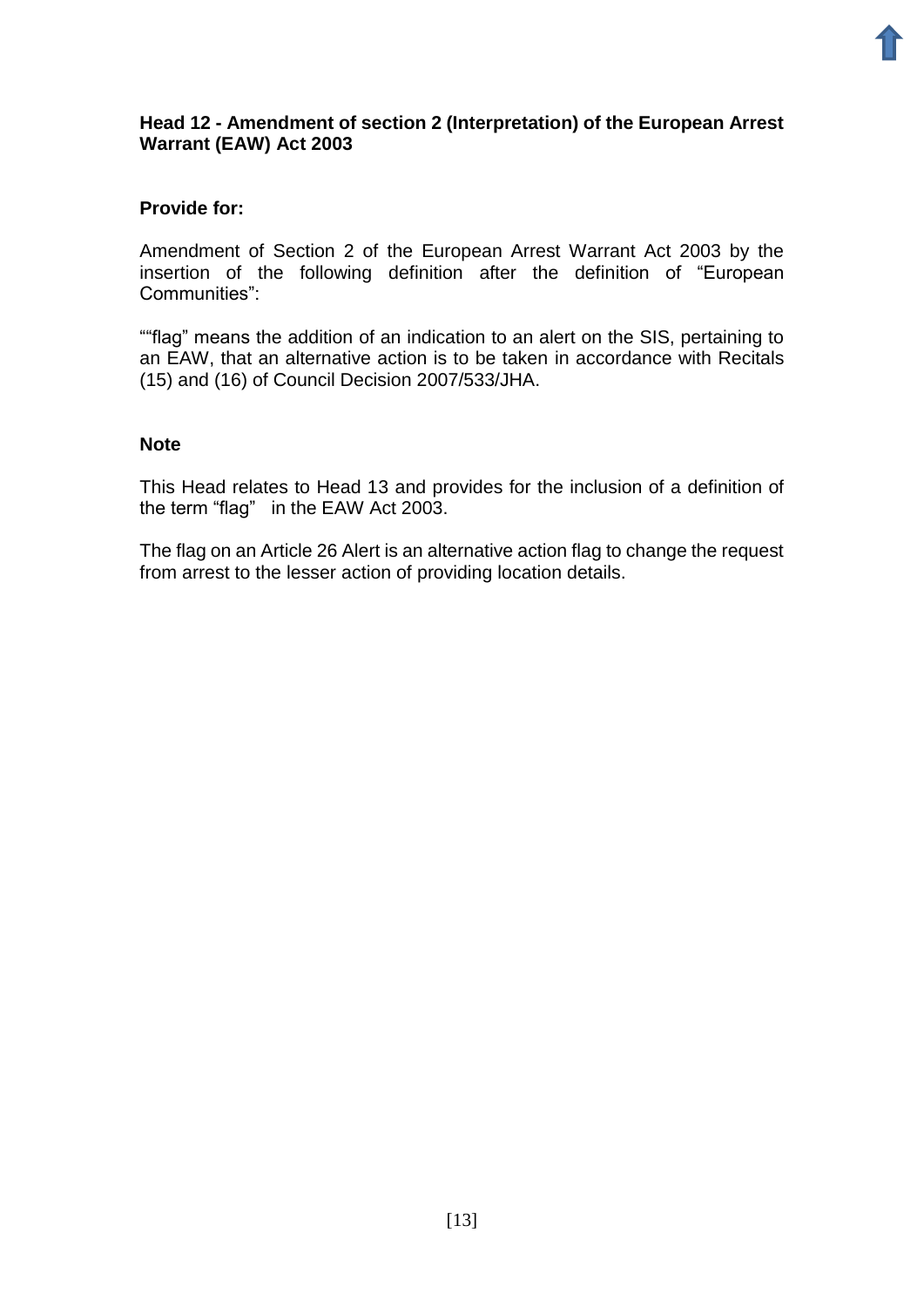**Head 12 - Amendment of section 2 (Interpretation) of the European Arrest Warrant (EAW) Act 2003**

**Provide for:**

Amendment of Section 2 of the European Arrest Warrant Act 2003 by the insertion of the following definition after the definition of “European Communities”:

““flag” means the addition of an indication to an alert on the SIS, pertaining to an EAW, that an alternative action is to be taken in accordance with Recitals (15) and (16) of Council Decision 2007/533/JHA.

**Note**

This Head relates to Head 13 and provides for the inclusion of a definition of the term “flag” in the EAW Act 2003.

The flag on an Article 26 Alert is an alternative action flag to change the request from arrest to the lesser action of providing location details.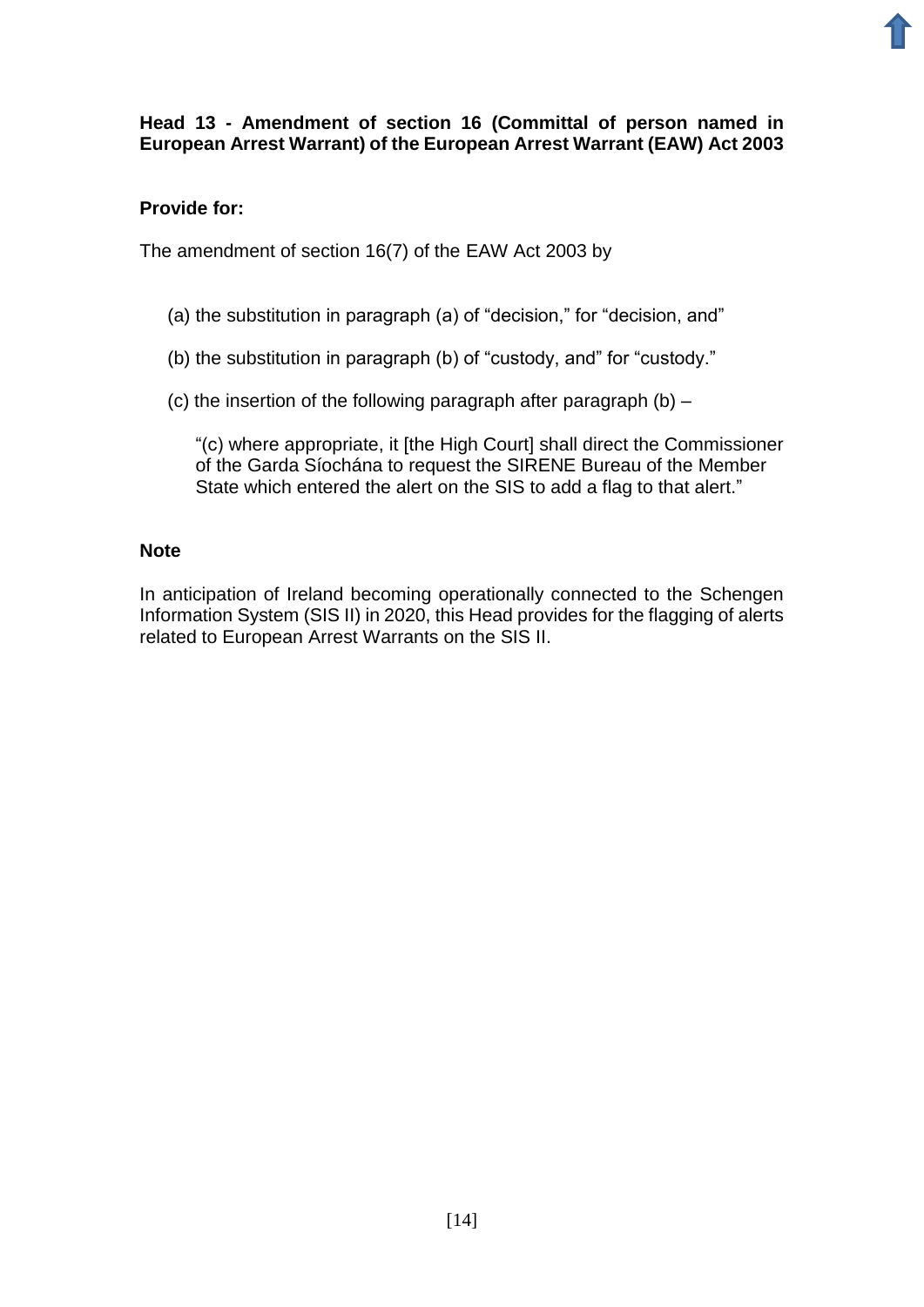**Head 13 - Amendment of section 16 (Committal of person named in European Arrest Warrant) of the European Arrest Warrant (EAW) Act 2003**

**Provide for:**

The amendment of section 16(7) of the EAW Act 2003 by

(a) the substitution in paragraph (a) of "decision," for "decision, and"

(b) the substitution in paragraph (b) of "custody, and" for "custody."

(c) the insertion of the following paragraph after paragraph (b) –

> "(c) where appropriate, it [the High Court] shall direct the Commissioner of the Garda Síochána to request the SIRENE Bureau of the Member State which entered the alert on the SIS to add a flag to that alert."

**Note**

In anticipation of Ireland becoming operationally connected to the Schengen Information System (SIS II) in 2020, this Head provides for the flagging of alerts related to European Arrest Warrants on the SIS II.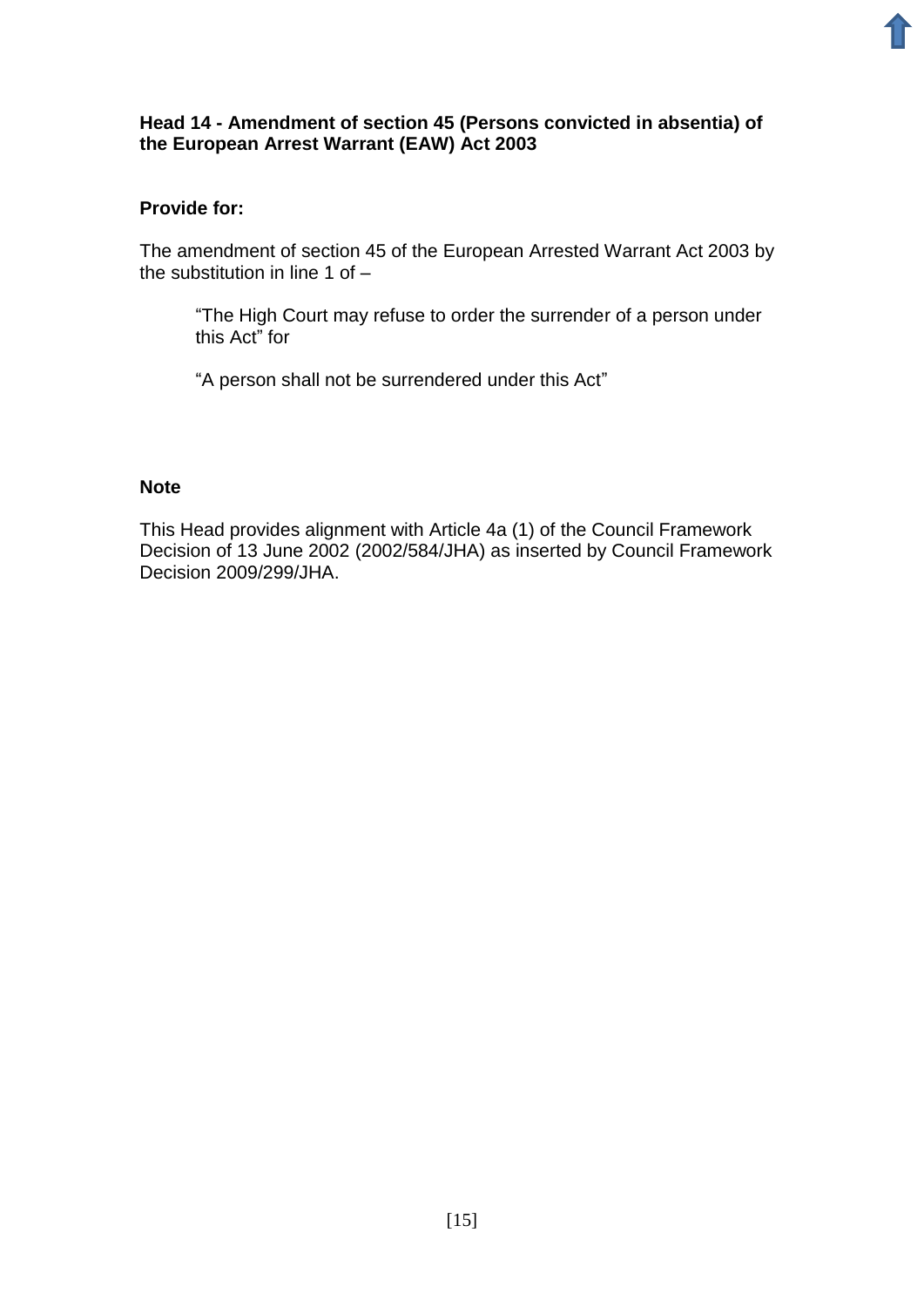**Head 14 - Amendment of section 45 (Persons convicted in absentia) of the European Arrest Warrant (EAW) Act 2003**

**Provide for:**

The amendment of section 45 of the European Arrested Warrant Act 2003 by the substitution in line 1 of –

> "The High Court may refuse to order the surrender of a person under this Act" for
>
> "A person shall not be surrendered under this Act"

**Note**

This Head provides alignment with Article 4a (1) of the Council Framework Decision of 13 June 2002 (2002/584/JHA) as inserted by Council Framework Decision 2009/299/JHA.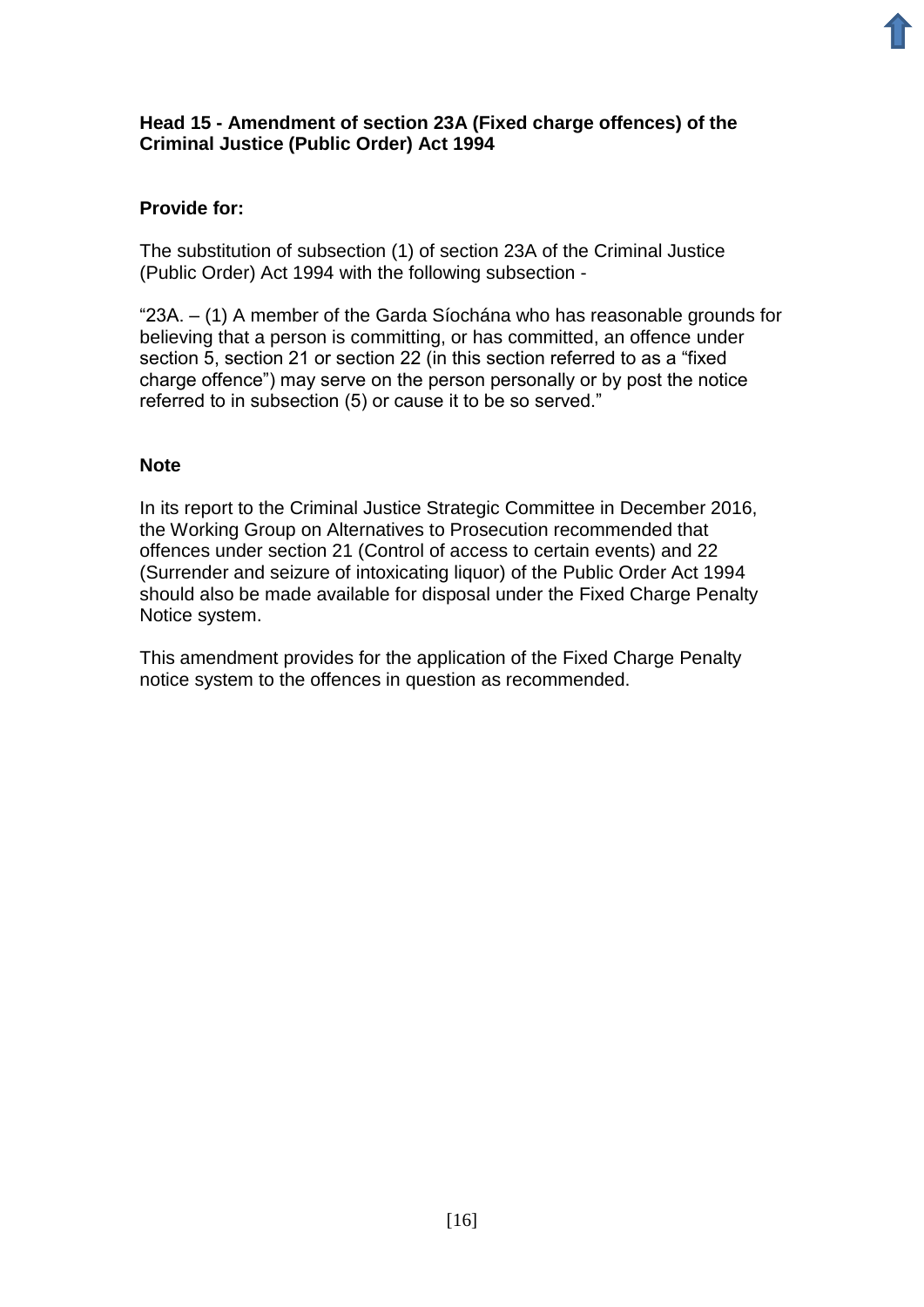**Head 15 - Amendment of section 23A (Fixed charge offences) of the Criminal Justice (Public Order) Act 1994**

**Provide for:**

The substitution of subsection (1) of section 23A of the Criminal Justice (Public Order) Act 1994 with the following subsection -

"23A. – (1) A member of the Garda Síochána who has reasonable grounds for believing that a person is committing, or has committed, an offence under section 5, section 21 or section 22 (in this section referred to as a "fixed charge offence") may serve on the person personally or by post the notice referred to in subsection (5) or cause it to be so served."

**Note**

In its report to the Criminal Justice Strategic Committee in December 2016, the Working Group on Alternatives to Prosecution recommended that offences under section 21 (Control of access to certain events) and 22 (Surrender and seizure of intoxicating liquor) of the Public Order Act 1994 should also be made available for disposal under the Fixed Charge Penalty Notice system.

This amendment provides for the application of the Fixed Charge Penalty notice system to the offences in question as recommended.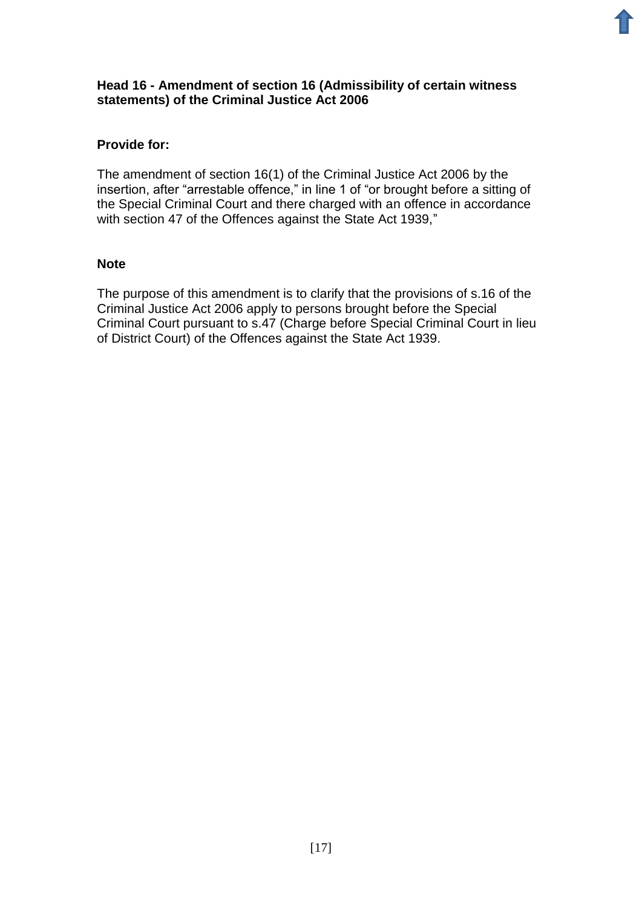### Head 16 - Amendment of section 16 (Admissibility of certain witness statements) of the Criminal Justice Act 2006

**Provide for:**

The amendment of section 16(1) of the Criminal Justice Act 2006 by the insertion, after "arrestable offence," in line 1 of "or brought before a sitting of the Special Criminal Court and there charged with an offence in accordance with section 47 of the Offences against the State Act 1939,"

**Note**

The purpose of this amendment is to clarify that the provisions of s.16 of the Criminal Justice Act 2006 apply to persons brought before the Special Criminal Court pursuant to s.47 (Charge before Special Criminal Court in lieu of District Court) of the Offences against the State Act 1939.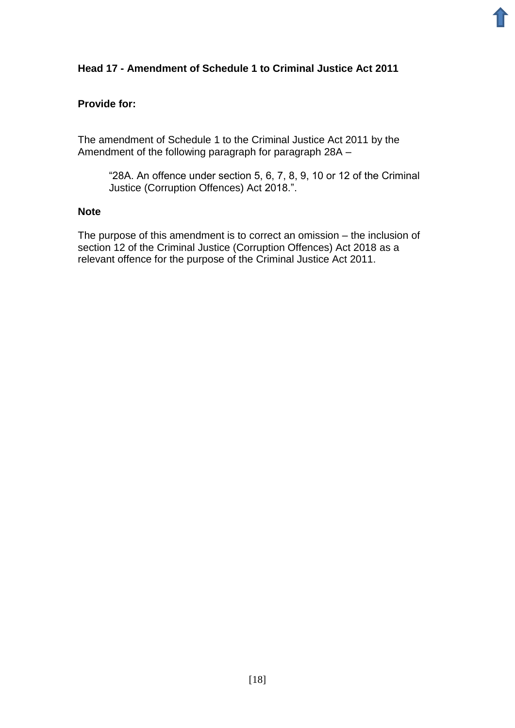### Head 17 - Amendment of Schedule 1 to Criminal Justice Act 2011

**Provide for:**

The amendment of Schedule 1 to the Criminal Justice Act 2011 by the Amendment of the following paragraph for paragraph 28A –

> "28A. An offence under section 5, 6, 7, 8, 9, 10 or 12 of the Criminal Justice (Corruption Offences) Act 2018.".

**Note**

The purpose of this amendment is to correct an omission – the inclusion of section 12 of the Criminal Justice (Corruption Offences) Act 2018 as a relevant offence for the purpose of the Criminal Justice Act 2011.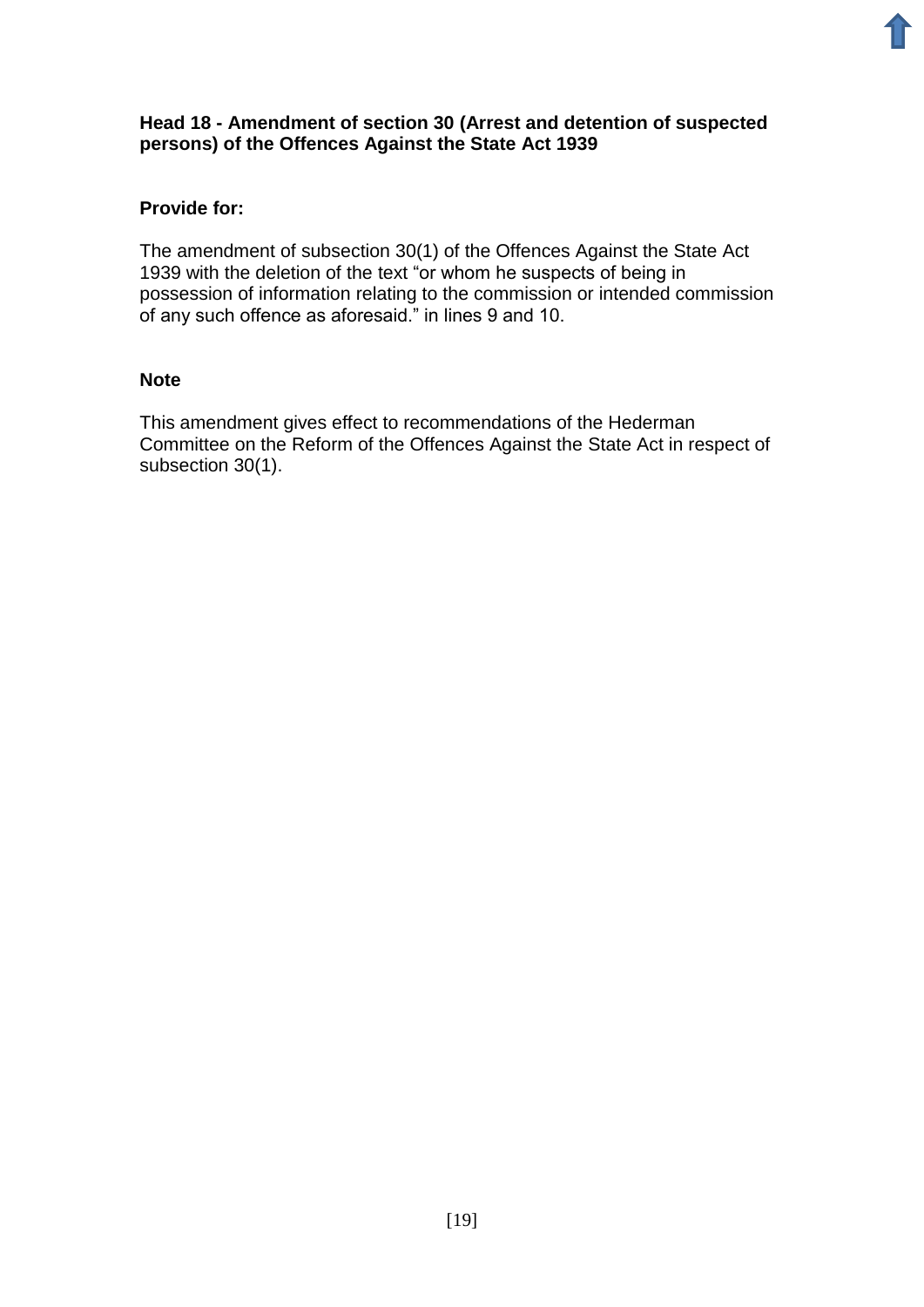**Head 18 - Amendment of section 30 (Arrest and detention of suspected persons) of the Offences Against the State Act 1939**

**Provide for:**

The amendment of subsection 30(1) of the Offences Against the State Act 1939 with the deletion of the text "or whom he suspects of being in possession of information relating to the commission or intended commission of any such offence as aforesaid." in lines 9 and 10.

**Note**

This amendment gives effect to recommendations of the Hederman Committee on the Reform of the Offences Against the State Act in respect of subsection 30(1).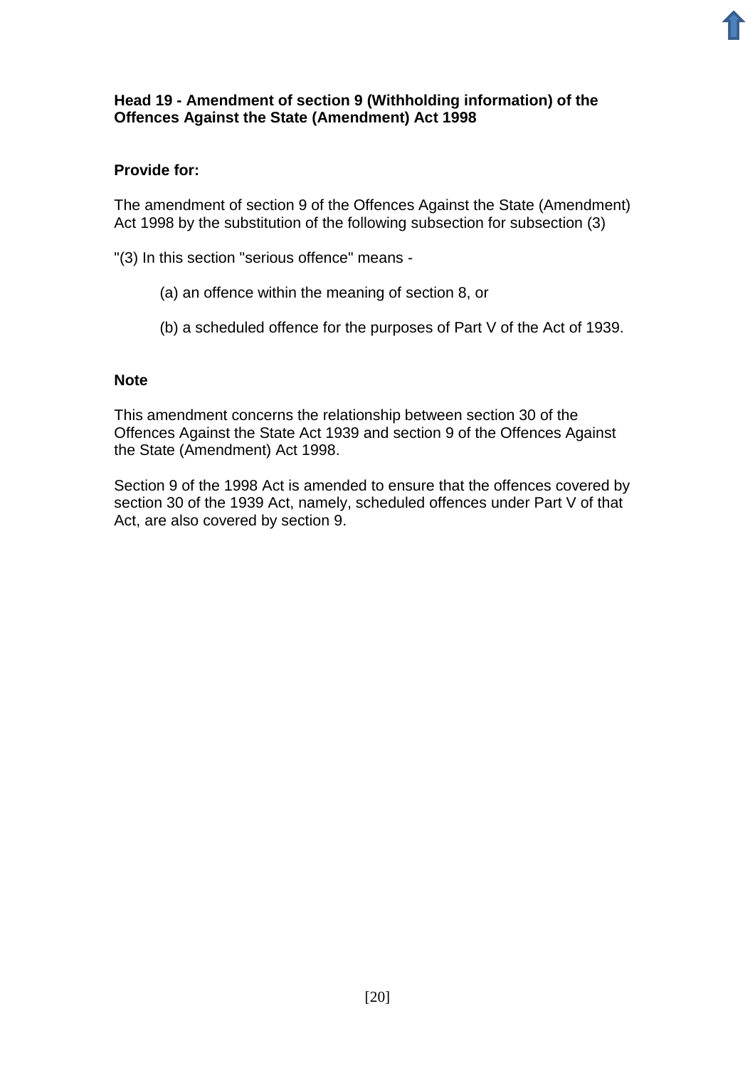**Head 19 - Amendment of section 9 (Withholding information) of the Offences Against the State (Amendment) Act 1998**

**Provide for:**

The amendment of section 9 of the Offences Against the State (Amendment) Act 1998 by the substitution of the following subsection for subsection (3)

"(3) In this section "serious offence" means -

(a) an offence within the meaning of section 8, or

(b) a scheduled offence for the purposes of Part V of the Act of 1939.

**Note**

This amendment concerns the relationship between section 30 of the Offences Against the State Act 1939 and section 9 of the Offences Against the State (Amendment) Act 1998.

Section 9 of the 1998 Act is amended to ensure that the offences covered by section 30 of the 1939 Act, namely, scheduled offences under Part V of that Act, are also covered by section 9.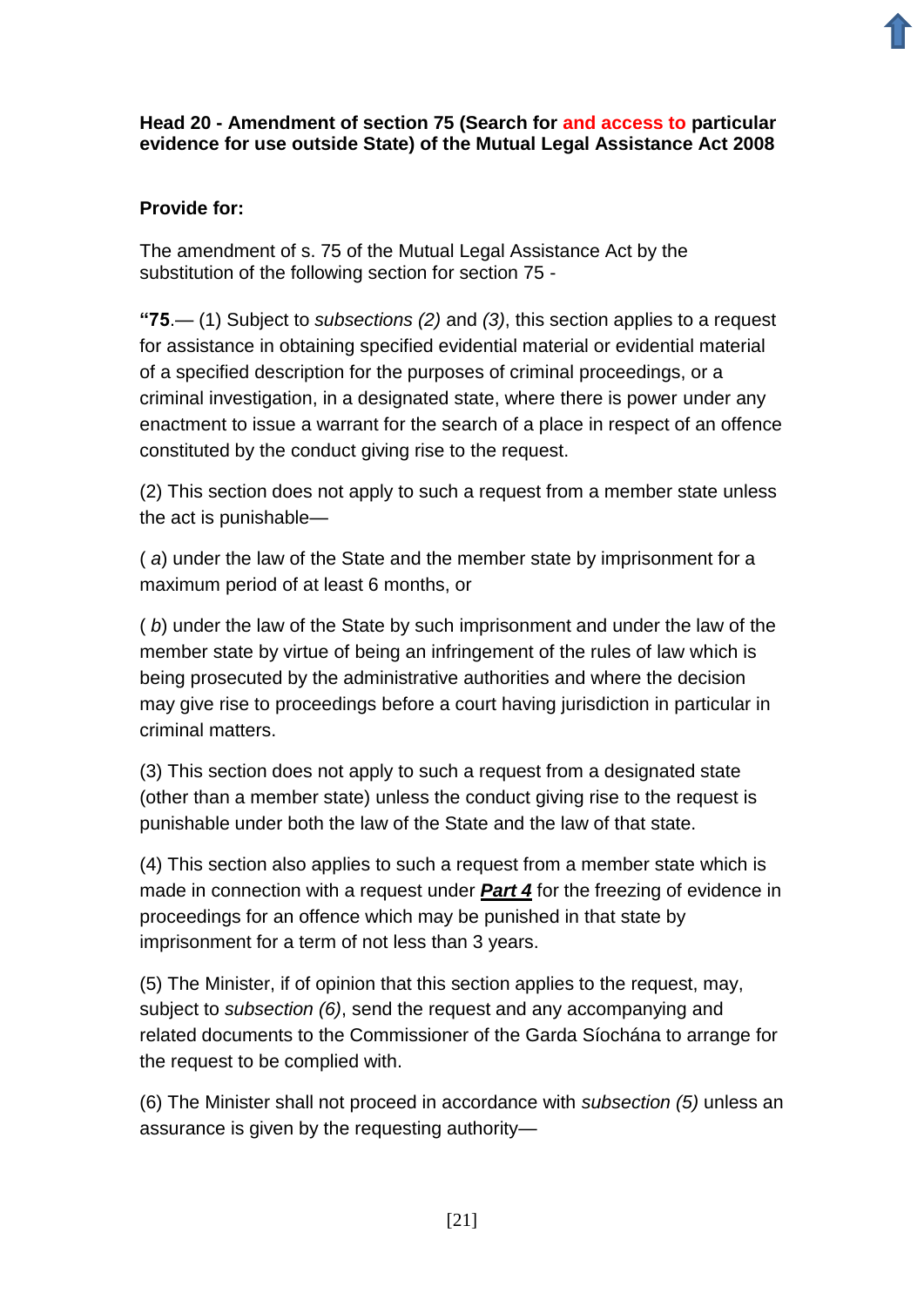**Head 20 - Amendment of section 75 (Search for and access to particular evidence for use outside State) of the Mutual Legal Assistance Act 2008**

**Provide for:**

The amendment of s. 75 of the Mutual Legal Assistance Act by the substitution of the following section for section 75 -

**“75**.— (1) Subject to *subsections (2)* and *(3)*, this section applies to a request for assistance in obtaining specified evidential material or evidential material of a specified description for the purposes of criminal proceedings, or a criminal investigation, in a designated state, where there is power under any enactment to issue a warrant for the search of a place in respect of an offence constituted by the conduct giving rise to the request.

(2) This section does not apply to such a request from a member state unless the act is punishable—

( *a*) under the law of the State and the member state by imprisonment for a maximum period of at least 6 months, or

( *b*) under the law of the State by such imprisonment and under the law of the member state by virtue of being an infringement of the rules of law which is being prosecuted by the administrative authorities and where the decision may give rise to proceedings before a court having jurisdiction in particular in criminal matters.

(3) This section does not apply to such a request from a designated state (other than a member state) unless the conduct giving rise to the request is punishable under both the law of the State and the law of that state.

(4) This section also applies to such a request from a member state which is made in connection with a request under ***Part 4*** for the freezing of evidence in proceedings for an offence which may be punished in that state by imprisonment for a term of not less than 3 years.

(5) The Minister, if of opinion that this section applies to the request, may, subject to *subsection (6)*, send the request and any accompanying and related documents to the Commissioner of the Garda Síochána to arrange for the request to be complied with.

(6) The Minister shall not proceed in accordance with *subsection (5)* unless an assurance is given by the requesting authority—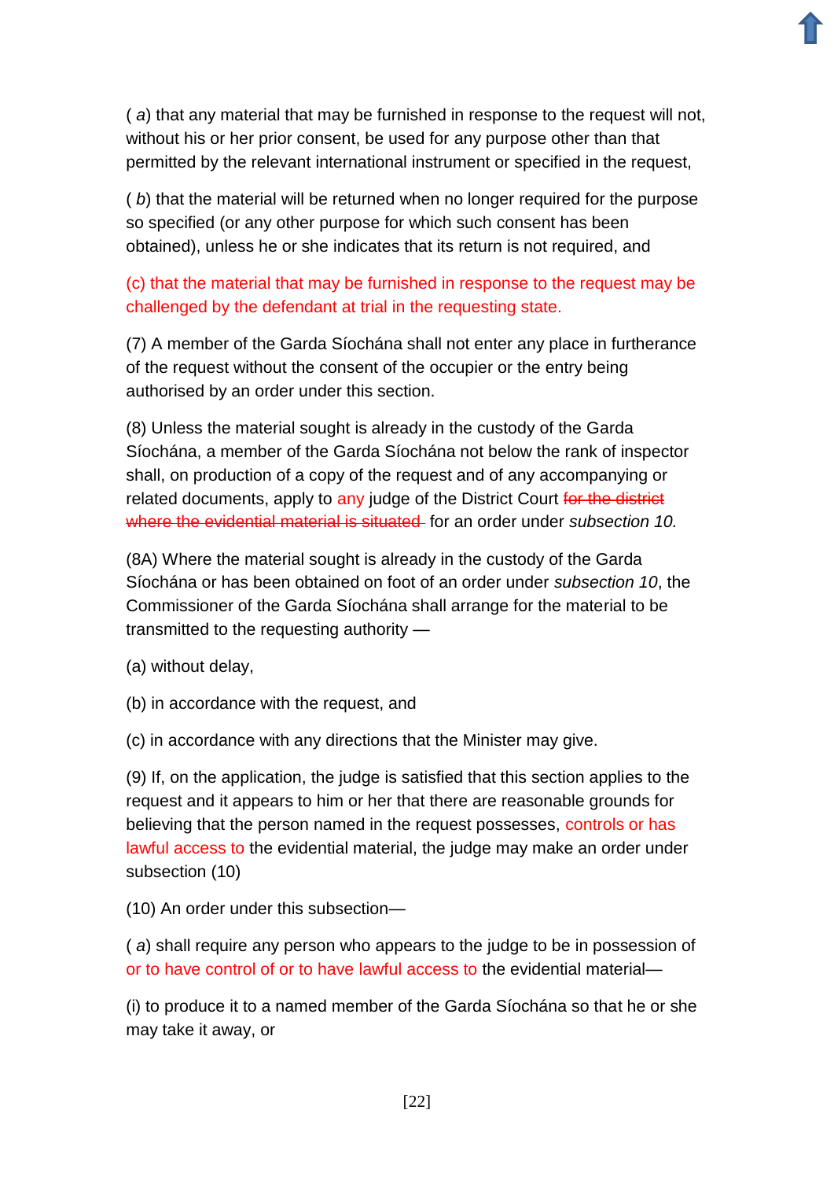( *a*) that any material that may be furnished in response to the request will not, without his or her prior consent, be used for any purpose other than that permitted by the relevant international instrument or specified in the request,

( *b*) that the material will be returned when no longer required for the purpose so specified (or any other purpose for which such consent has been obtained), unless he or she indicates that its return is not required, and

(c) that the material that may be furnished in response to the request may be challenged by the defendant at trial in the requesting state.

(7) A member of the Garda Síochána shall not enter any place in furtherance of the request without the consent of the occupier or the entry being authorised by an order under this section.

(8) Unless the material sought is already in the custody of the Garda Síochána, a member of the Garda Síochána not below the rank of inspector shall, on production of a copy of the request and of any accompanying or related documents, apply to any judge of the District Court ~~for the district where the evidential material is situated~~ for an order under *subsection 10.*

(8A) Where the material sought is already in the custody of the Garda Síochána or has been obtained on foot of an order under *subsection 10*, the Commissioner of the Garda Síochána shall arrange for the material to be transmitted to the requesting authority —

(a) without delay,

(b) in accordance with the request, and

(c) in accordance with any directions that the Minister may give.

(9) If, on the application, the judge is satisfied that this section applies to the request and it appears to him or her that there are reasonable grounds for believing that the person named in the request possesses, controls or has lawful access to the evidential material, the judge may make an order under subsection (10)

(10) An order under this subsection—

( *a*) shall require any person who appears to the judge to be in possession of or to have control of or to have lawful access to the evidential material—

(i) to produce it to a named member of the Garda Síochána so that he or she may take it away, or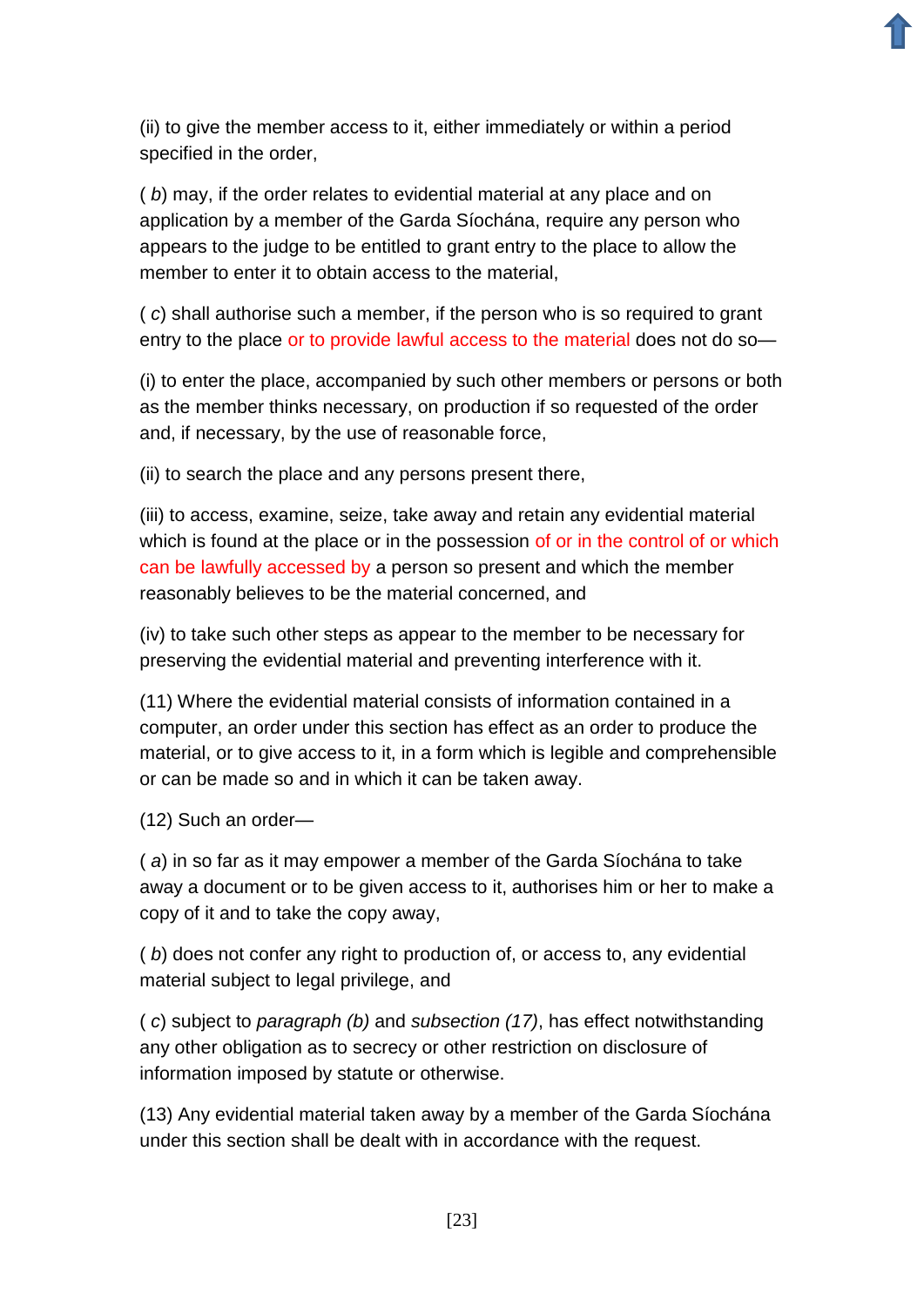(ii) to give the member access to it, either immediately or within a period specified in the order,

( *b*) may, if the order relates to evidential material at any place and on application by a member of the Garda Síochána, require any person who appears to the judge to be entitled to grant entry to the place to allow the member to enter it to obtain access to the material,

( *c*) shall authorise such a member, if the person who is so required to grant entry to the place or to provide lawful access to the material does not do so—

(i) to enter the place, accompanied by such other members or persons or both as the member thinks necessary, on production if so requested of the order and, if necessary, by the use of reasonable force,

(ii) to search the place and any persons present there,

(iii) to access, examine, seize, take away and retain any evidential material which is found at the place or in the possession of or in the control of or which can be lawfully accessed by a person so present and which the member reasonably believes to be the material concerned, and

(iv) to take such other steps as appear to the member to be necessary for preserving the evidential material and preventing interference with it.

(11) Where the evidential material consists of information contained in a computer, an order under this section has effect as an order to produce the material, or to give access to it, in a form which is legible and comprehensible or can be made so and in which it can be taken away.

(12) Such an order—

( *a*) in so far as it may empower a member of the Garda Síochána to take away a document or to be given access to it, authorises him or her to make a copy of it and to take the copy away,

( *b*) does not confer any right to production of, or access to, any evidential material subject to legal privilege, and

( *c*) subject to *paragraph (b)* and *subsection (17)*, has effect notwithstanding any other obligation as to secrecy or other restriction on disclosure of information imposed by statute or otherwise.

(13) Any evidential material taken away by a member of the Garda Síochána under this section shall be dealt with in accordance with the request.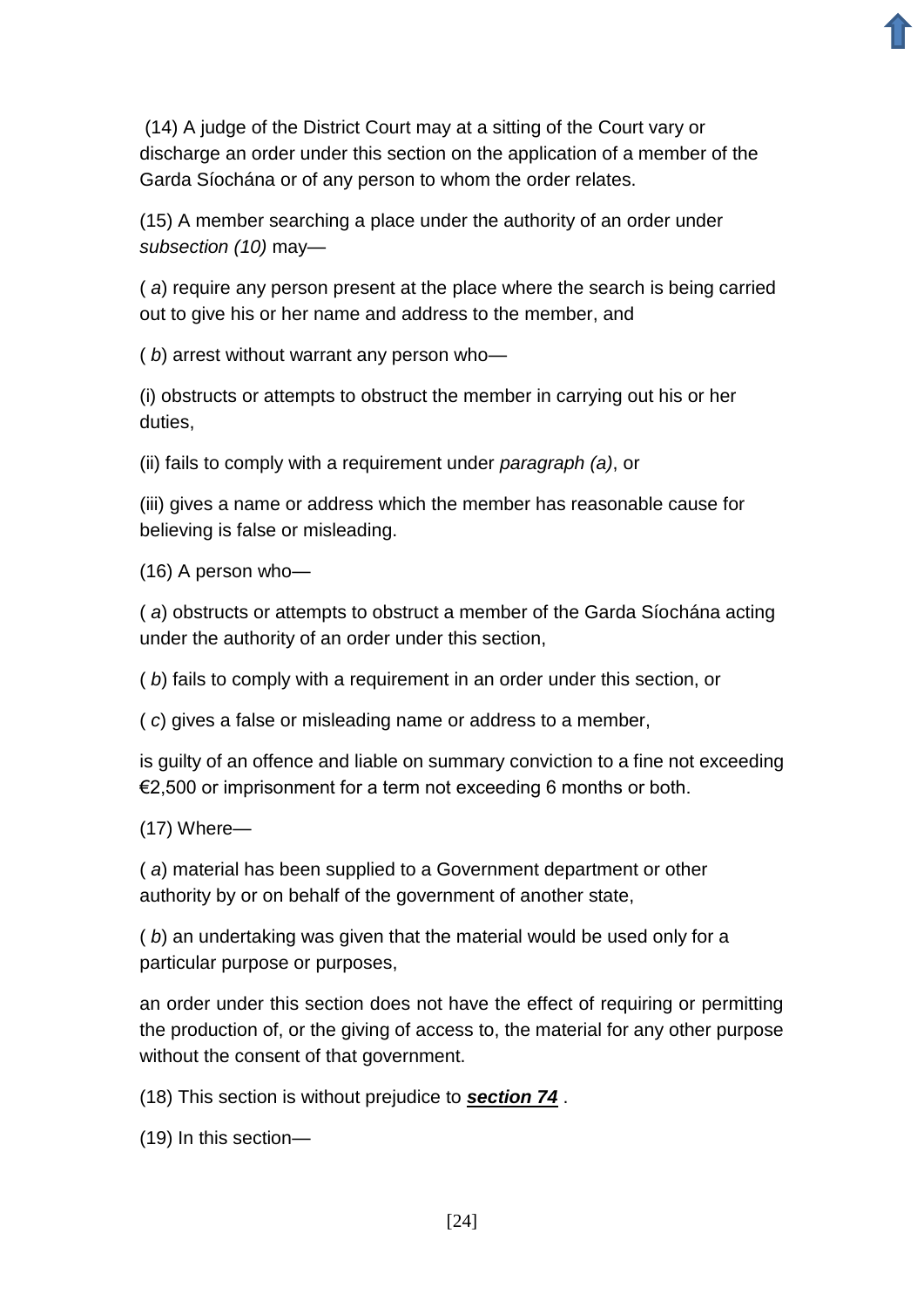(14) A judge of the District Court may at a sitting of the Court vary or discharge an order under this section on the application of a member of the Garda Síochána or of any person to whom the order relates.

(15) A member searching a place under the authority of an order under *subsection (10)* may—

( *a*) require any person present at the place where the search is being carried out to give his or her name and address to the member, and

( *b*) arrest without warrant any person who—

(i) obstructs or attempts to obstruct the member in carrying out his or her duties,

(ii) fails to comply with a requirement under *paragraph (a)*, or

(iii) gives a name or address which the member has reasonable cause for believing is false or misleading.

(16) A person who—

( *a*) obstructs or attempts to obstruct a member of the Garda Síochána acting under the authority of an order under this section,

( *b*) fails to comply with a requirement in an order under this section, or

( *c*) gives a false or misleading name or address to a member,

is guilty of an offence and liable on summary conviction to a fine not exceeding €2,500 or imprisonment for a term not exceeding 6 months or both.

(17) Where—

( *a*) material has been supplied to a Government department or other authority by or on behalf of the government of another state,

( *b*) an undertaking was given that the material would be used only for a particular purpose or purposes,

an order under this section does not have the effect of requiring or permitting the production of, or the giving of access to, the material for any other purpose without the consent of that government.

(18) This section is without prejudice to ***section 74*** .

(19) In this section—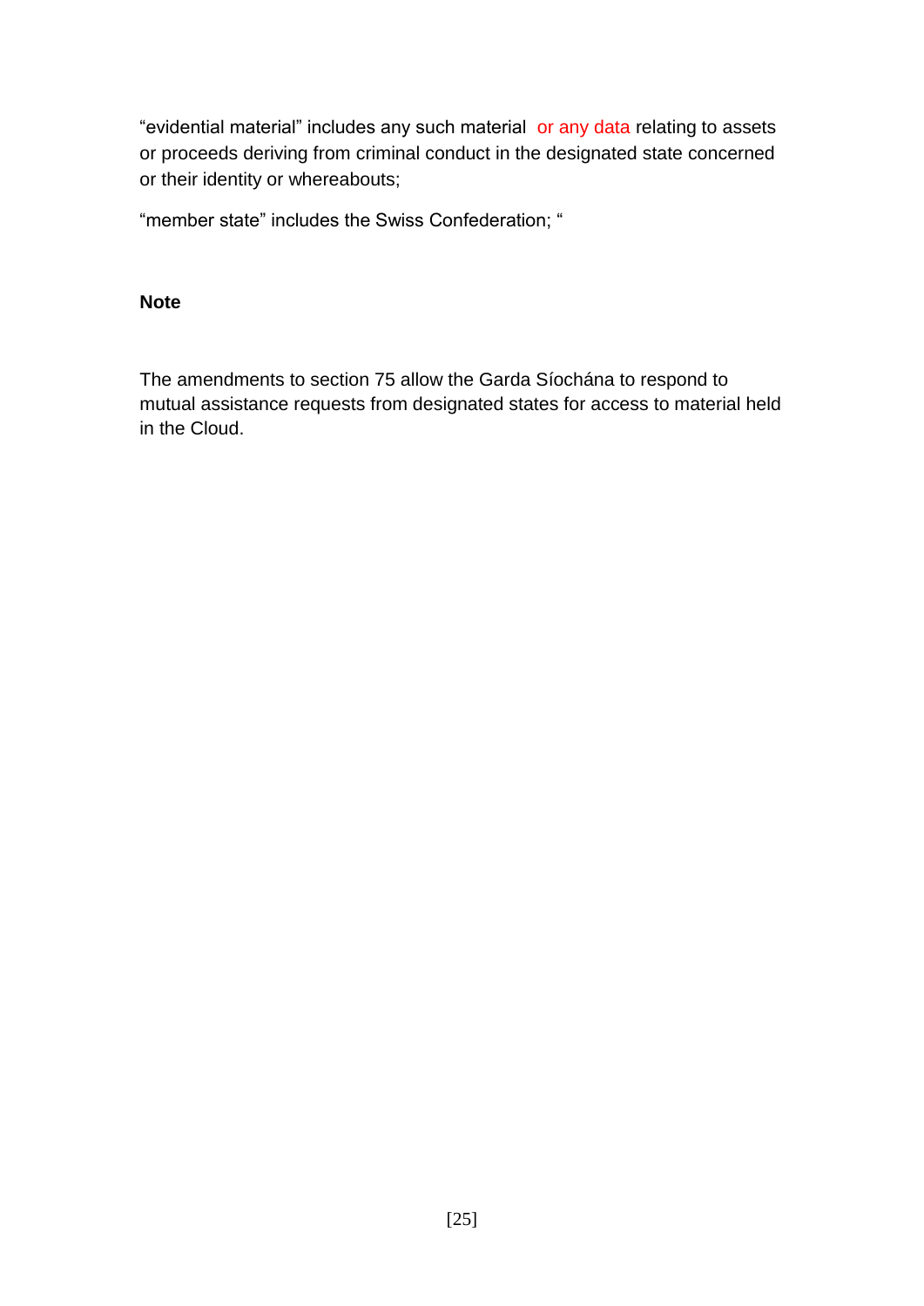"evidential material" includes any such material or any data relating to assets or proceeds deriving from criminal conduct in the designated state concerned or their identity or whereabouts;

"member state" includes the Swiss Confederation; "

**Note**

The amendments to section 75 allow the Garda Síochána to respond to mutual assistance requests from designated states for access to material held in the Cloud.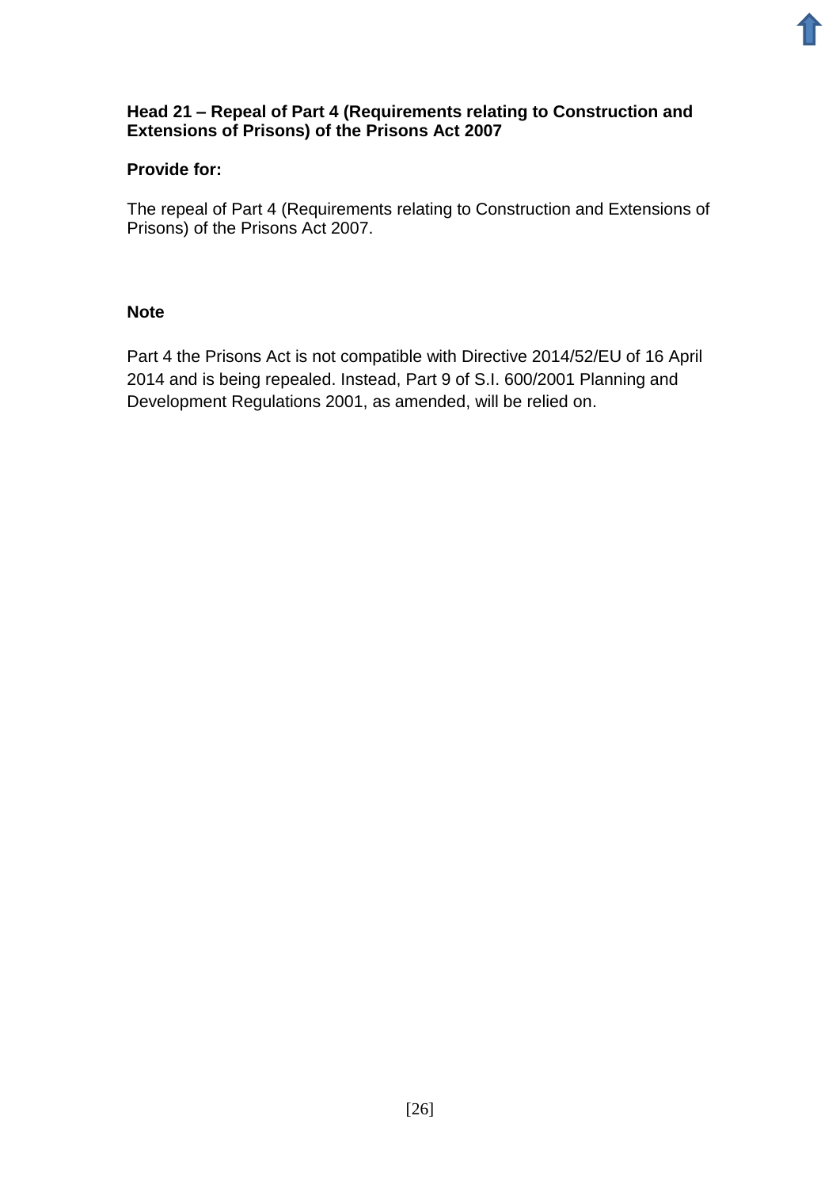### Head 21 – Repeal of Part 4 (Requirements relating to Construction and Extensions of Prisons) of the Prisons Act 2007

**Provide for:**

The repeal of Part 4 (Requirements relating to Construction and Extensions of Prisons) of the Prisons Act 2007.

**Note**

Part 4 the Prisons Act is not compatible with Directive 2014/52/EU of 16 April 2014 and is being repealed. Instead, Part 9 of S.I. 600/2001 Planning and Development Regulations 2001, as amended, will be relied on.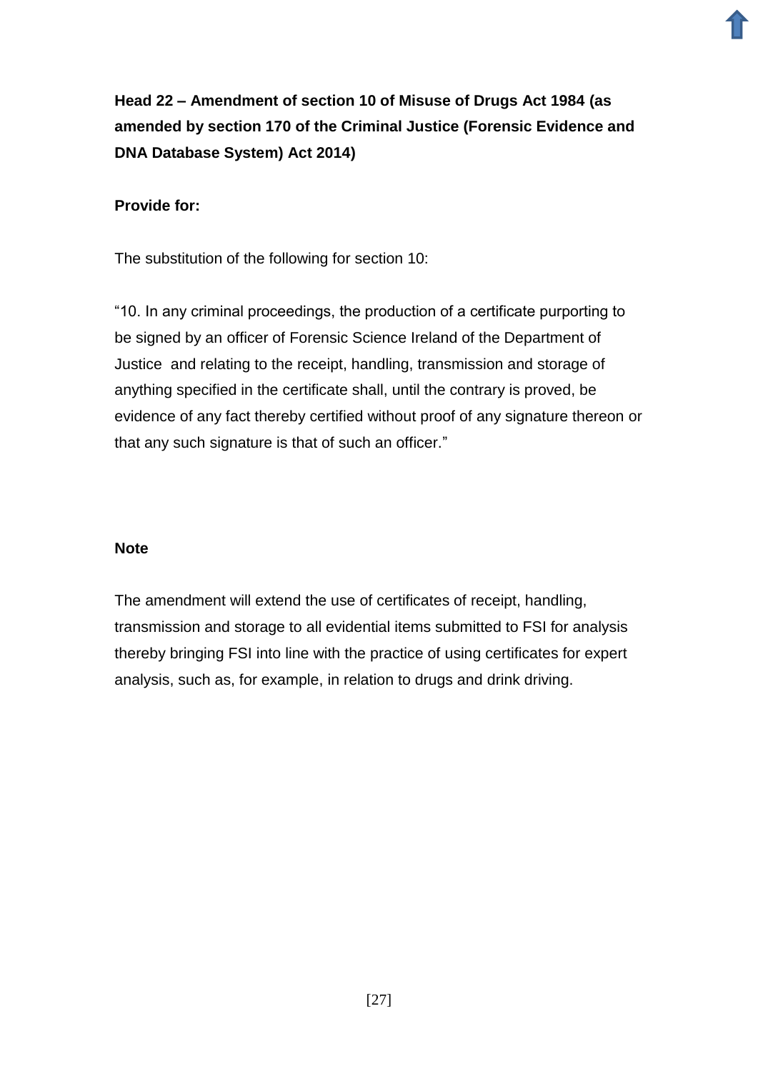**Head 22 – Amendment of section 10 of Misuse of Drugs Act 1984 (as amended by section 170 of the Criminal Justice (Forensic Evidence and DNA Database System) Act 2014)**

**Provide for:**

The substitution of the following for section 10:

"10. In any criminal proceedings, the production of a certificate purporting to be signed by an officer of Forensic Science Ireland of the Department of Justice and relating to the receipt, handling, transmission and storage of anything specified in the certificate shall, until the contrary is proved, be evidence of any fact thereby certified without proof of any signature thereon or that any such signature is that of such an officer."

**Note**

The amendment will extend the use of certificates of receipt, handling, transmission and storage to all evidential items submitted to FSI for analysis thereby bringing FSI into line with the practice of using certificates for expert analysis, such as, for example, in relation to drugs and drink driving.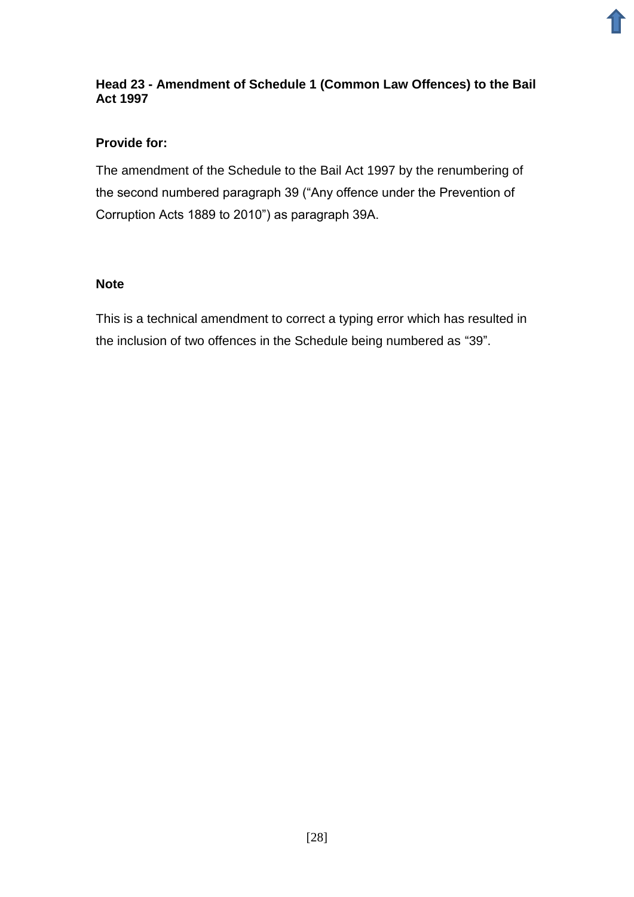### Head 23 - Amendment of Schedule 1 (Common Law Offences) to the Bail Act 1997

**Provide for:**

The amendment of the Schedule to the Bail Act 1997 by the renumbering of the second numbered paragraph 39 ("Any offence under the Prevention of Corruption Acts 1889 to 2010") as paragraph 39A.

**Note**

This is a technical amendment to correct a typing error which has resulted in the inclusion of two offences in the Schedule being numbered as "39".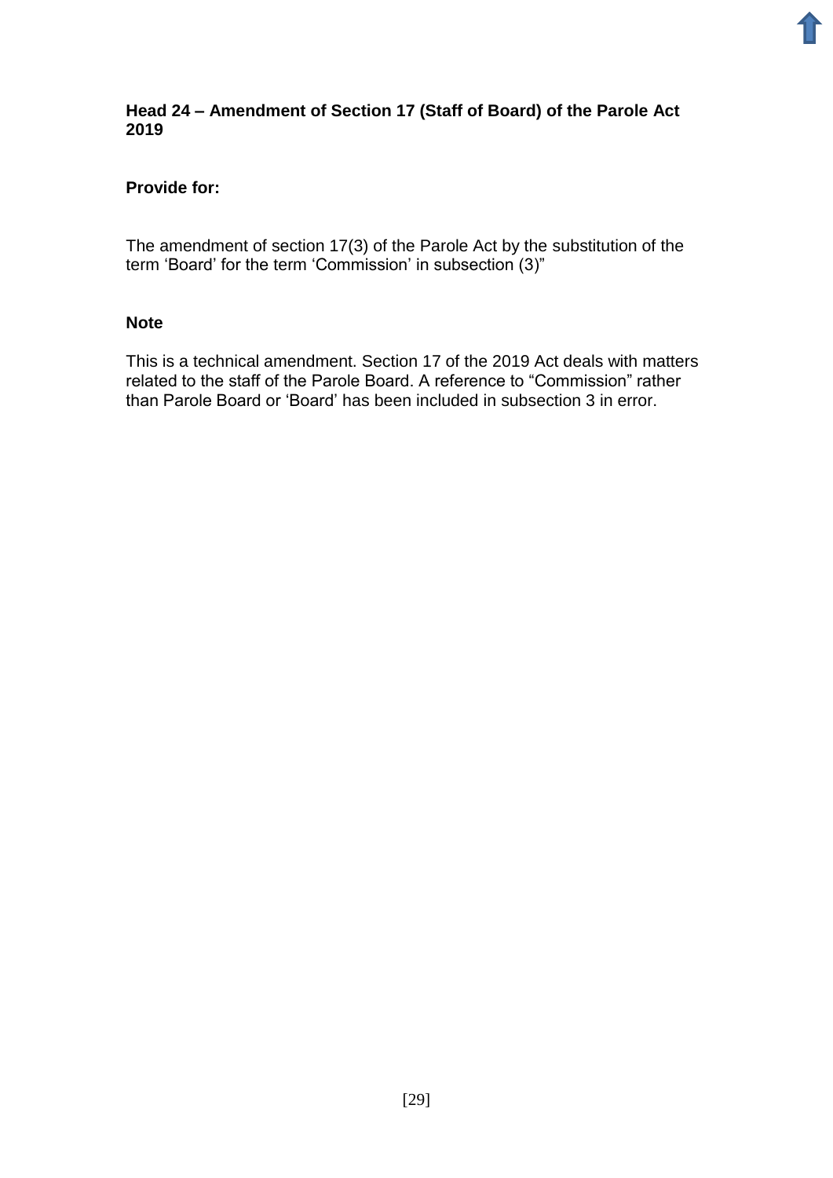**Head 24 – Amendment of Section 17 (Staff of Board) of the Parole Act 2019**

**Provide for:**

The amendment of section 17(3) of the Parole Act by the substitution of the term 'Board' for the term 'Commission' in subsection (3)"

**Note**

This is a technical amendment. Section 17 of the 2019 Act deals with matters related to the staff of the Parole Board. A reference to "Commission" rather than Parole Board or 'Board' has been included in subsection 3 in error.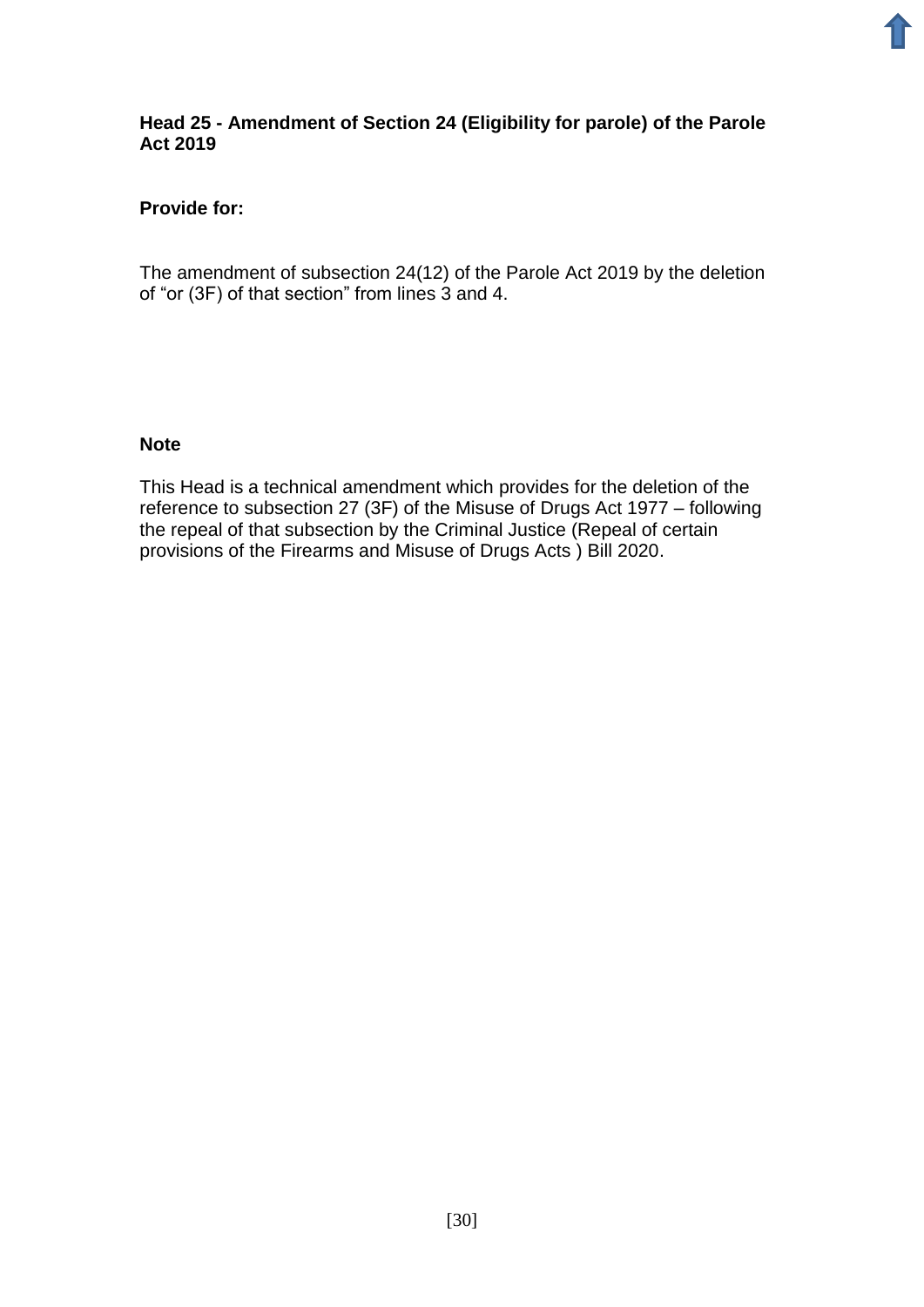**Head 25 - Amendment of Section 24 (Eligibility for parole) of the Parole Act 2019**

**Provide for:**

The amendment of subsection 24(12) of the Parole Act 2019 by the deletion of "or (3F) of that section" from lines 3 and 4.

**Note**

This Head is a technical amendment which provides for the deletion of the reference to subsection 27 (3F) of the Misuse of Drugs Act 1977 – following the repeal of that subsection by the Criminal Justice (Repeal of certain provisions of the Firearms and Misuse of Drugs Acts ) Bill 2020.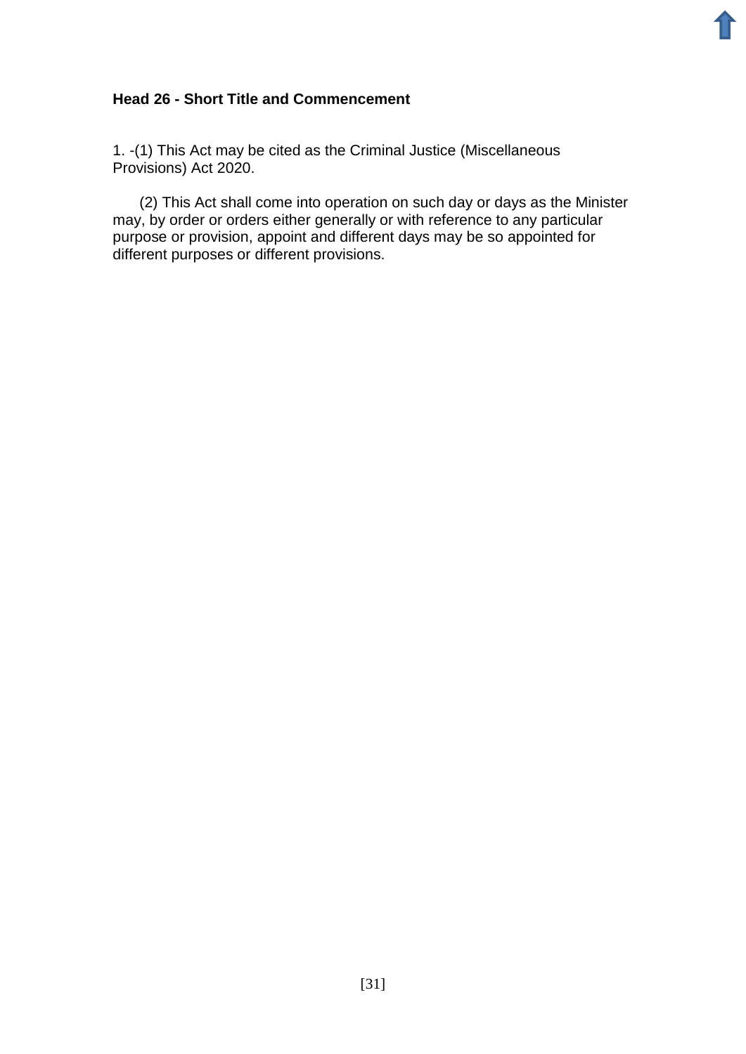**Head 26 - Short Title and Commencement**

1. -(1) This Act may be cited as the Criminal Justice (Miscellaneous Provisions) Act 2020.

(2) This Act shall come into operation on such day or days as the Minister may, by order or orders either generally or with reference to any particular purpose or provision, appoint and different days may be so appointed for different purposes or different provisions.